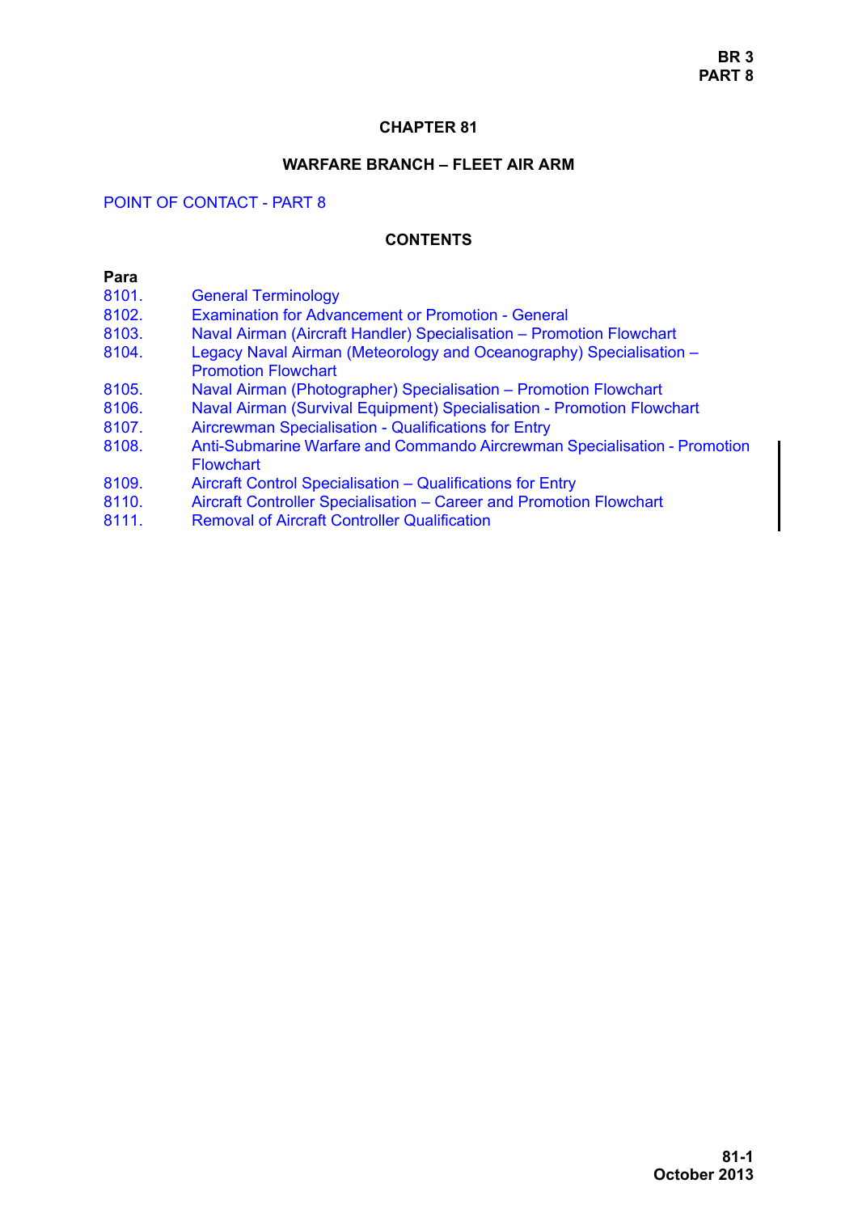# CHAPTER 81

## WARFARE BRANCH – FLEET AIR ARM

POINT OF CONTACT - PART 8

### CONTENTS

| Para | |
|---|---|
| 8101. | General Terminology |
| 8102. | Examination for Advancement or Promotion - General |
| 8103. | Naval Airman (Aircraft Handler) Specialisation – Promotion Flowchart |
| 8104. | Legacy Naval Airman (Meteorology and Oceanography) Specialisation – Promotion Flowchart |
| 8105. | Naval Airman (Photographer) Specialisation – Promotion Flowchart |
| 8106. | Naval Airman (Survival Equipment) Specialisation - Promotion Flowchart |
| 8107. | Aircrewman Specialisation - Qualifications for Entry |
| 8108. | Anti-Submarine Warfare and Commando Aircrewman Specialisation - Promotion Flowchart |
| 8109. | Aircraft Control Specialisation – Qualifications for Entry |
| 8110. | Aircraft Controller Specialisation – Career and Promotion Flowchart |
| 8111. | Removal of Aircraft Controller Qualification |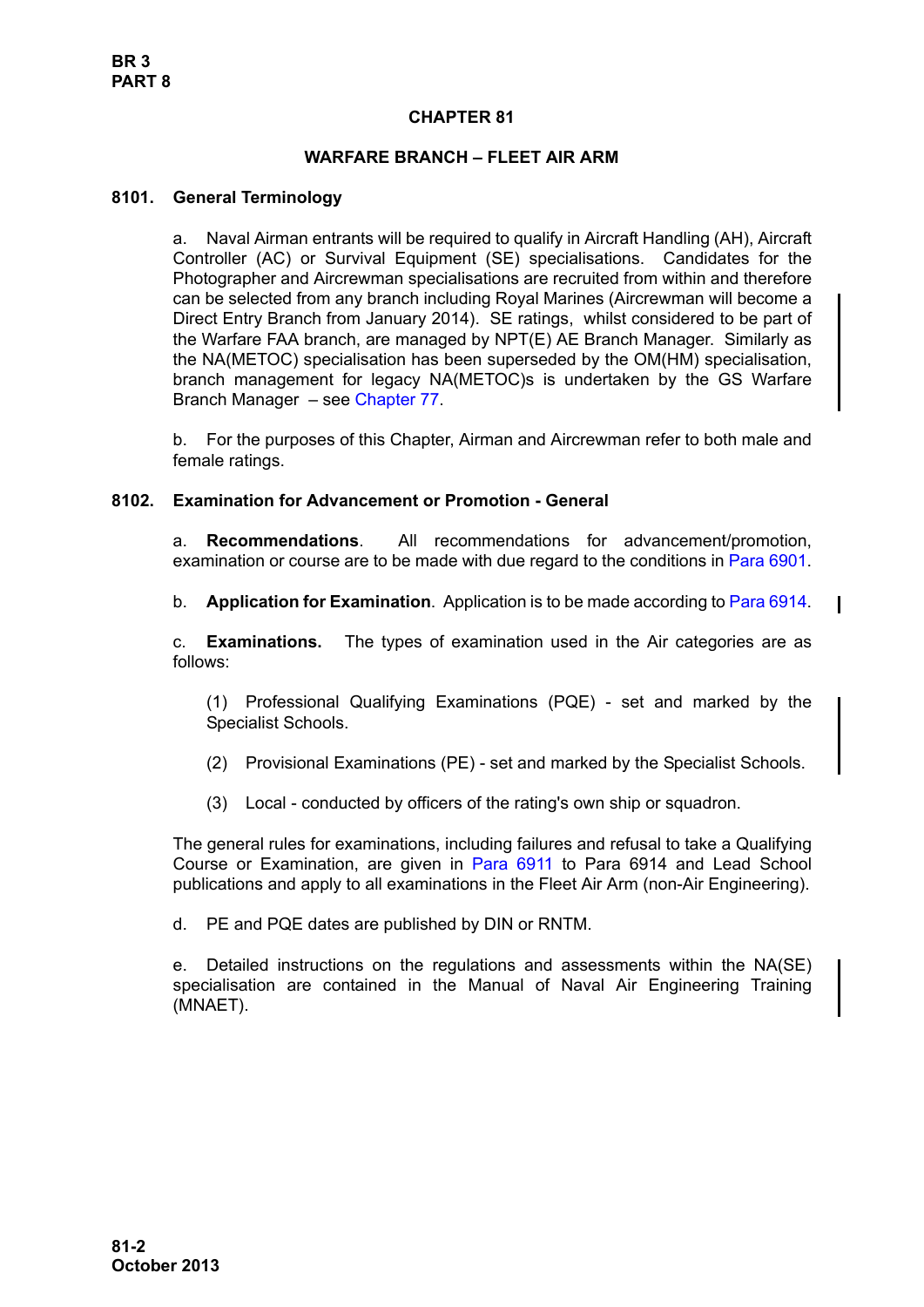# CHAPTER 81

## WARFARE BRANCH – FLEET AIR ARM

### 8101. General Terminology

a. Naval Airman entrants will be required to qualify in Aircraft Handling (AH), Aircraft Controller (AC) or Survival Equipment (SE) specialisations. Candidates for the Photographer and Aircrewman specialisations are recruited from within and therefore can be selected from any branch including Royal Marines (Aircrewman will become a Direct Entry Branch from January 2014). SE ratings, whilst considered to be part of the Warfare FAA branch, are managed by NPT(E) AE Branch Manager. Similarly as the NA(METOC) specialisation has been superseded by the OM(HM) specialisation, branch management for legacy NA(METOC)s is undertaken by the GS Warfare Branch Manager – see Chapter 77.

b. For the purposes of this Chapter, Airman and Aircrewman refer to both male and female ratings.

### 8102. Examination for Advancement or Promotion - General

a. **Recommendations**. All recommendations for advancement/promotion, examination or course are to be made with due regard to the conditions in Para 6901.

b. **Application for Examination**. Application is to be made according to Para 6914.

c. **Examinations.** The types of examination used in the Air categories are as follows:

(1) Professional Qualifying Examinations (PQE) - set and marked by the Specialist Schools.

(2) Provisional Examinations (PE) - set and marked by the Specialist Schools.

(3) Local - conducted by officers of the rating's own ship or squadron.

The general rules for examinations, including failures and refusal to take a Qualifying Course or Examination, are given in Para 6911 to Para 6914 and Lead School publications and apply to all examinations in the Fleet Air Arm (non-Air Engineering).

d. PE and PQE dates are published by DIN or RNTM.

e. Detailed instructions on the regulations and assessments within the NA(SE) specialisation are contained in the Manual of Naval Air Engineering Training (MNAET).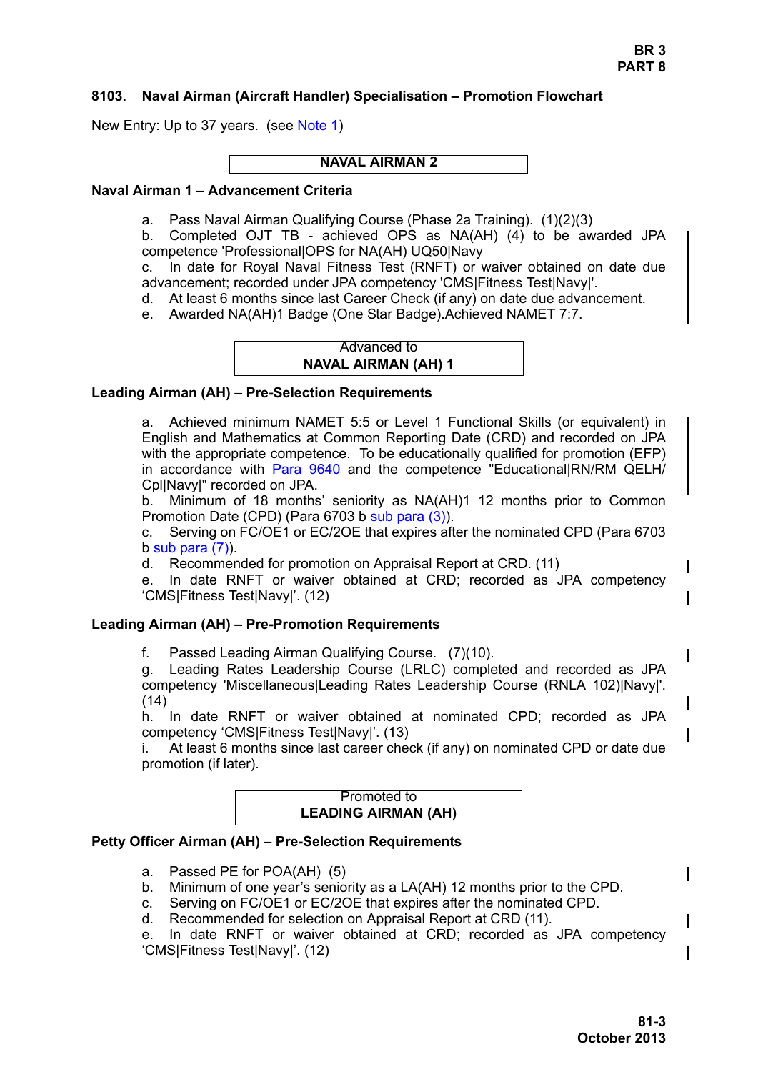### 8103. Naval Airman (Aircraft Handler) Specialisation – Promotion Flowchart

New Entry: Up to 37 years. (see Note 1)

**NAVAL AIRMAN 2**

**Naval Airman 1 – Advancement Criteria**

a. Pass Naval Airman Qualifying Course (Phase 2a Training). (1)(2)(3)
b. Completed OJT TB - achieved OPS as NA(AH) (4) to be awarded JPA competence 'Professional|OPS for NA(AH) UQ50|Navy
c. In date for Royal Naval Fitness Test (RNFT) or waiver obtained on date due advancement; recorded under JPA competency 'CMS|Fitness Test|Navy|'.
d. At least 6 months since last Career Check (if any) on date due advancement.
e. Awarded NA(AH)1 Badge (One Star Badge).Achieved NAMET 7:7.

Advanced to
**NAVAL AIRMAN (AH) 1**

**Leading Airman (AH) – Pre-Selection Requirements**

a. Achieved minimum NAMET 5:5 or Level 1 Functional Skills (or equivalent) in English and Mathematics at Common Reporting Date (CRD) and recorded on JPA with the appropriate competence. To be educationally qualified for promotion (EFP) in accordance with Para 9640 and the competence "Educational|RN/RM QELH/Cpl|Navy|" recorded on JPA.
b. Minimum of 18 months' seniority as NA(AH)1 12 months prior to Common Promotion Date (CPD) (Para 6703 b sub para (3)).
c. Serving on FC/OE1 or EC/2OE that expires after the nominated CPD (Para 6703 b sub para (7)).
d. Recommended for promotion on Appraisal Report at CRD. (11)
e. In date RNFT or waiver obtained at CRD; recorded as JPA competency 'CMS|Fitness Test|Navy|'. (12)

**Leading Airman (AH) – Pre-Promotion Requirements**

f. Passed Leading Airman Qualifying Course. (7)(10).
g. Leading Rates Leadership Course (LRLC) completed and recorded as JPA competency 'Miscellaneous|Leading Rates Leadership Course (RNLA 102)|Navy|'. (14)
h. In date RNFT or waiver obtained at nominated CPD; recorded as JPA competency 'CMS|Fitness Test|Navy|'. (13)
i. At least 6 months since last career check (if any) on nominated CPD or date due promotion (if later).

Promoted to
**LEADING AIRMAN (AH)**

**Petty Officer Airman (AH) – Pre-Selection Requirements**

a. Passed PE for POA(AH) (5)
b. Minimum of one year's seniority as a LA(AH) 12 months prior to the CPD.
c. Serving on FC/OE1 or EC/2OE that expires after the nominated CPD.
d. Recommended for selection on Appraisal Report at CRD (11).
e. In date RNFT or waiver obtained at CRD; recorded as JPA competency 'CMS|Fitness Test|Navy|'. (12)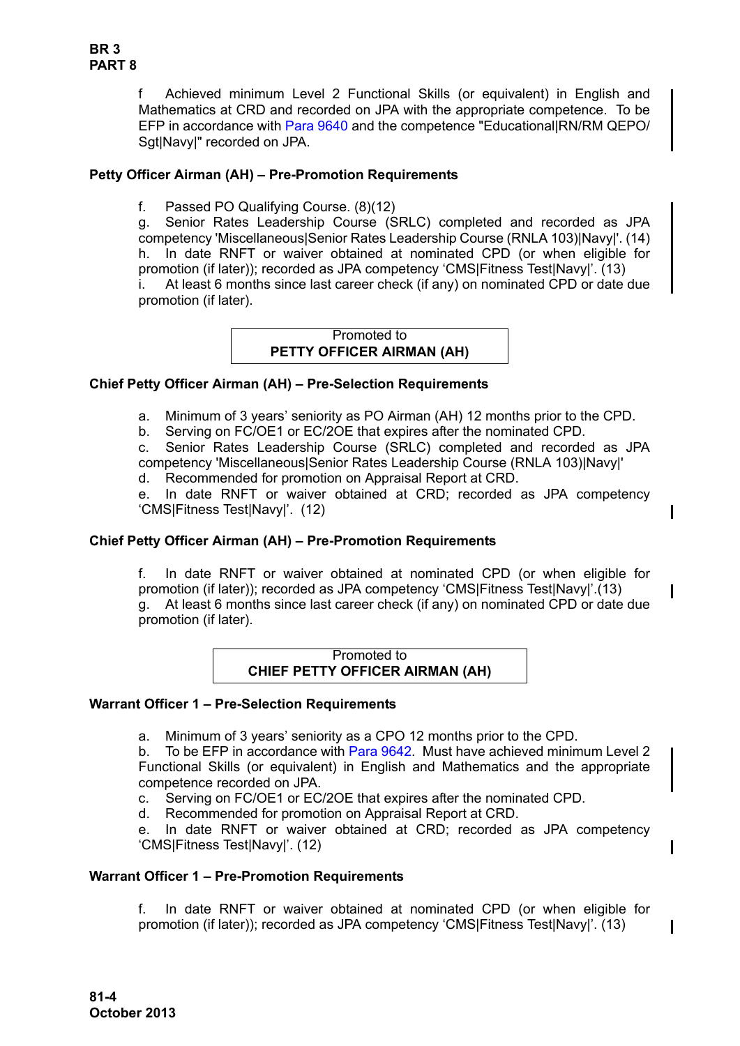f Achieved minimum Level 2 Functional Skills (or equivalent) in English and Mathematics at CRD and recorded on JPA with the appropriate competence. To be EFP in accordance with Para 9640 and the competence "Educational|RN/RM QEPO/ Sgt|Navy|" recorded on JPA.

**Petty Officer Airman (AH) – Pre-Promotion Requirements**

f. Passed PO Qualifying Course. (8)(12)
g. Senior Rates Leadership Course (SRLC) completed and recorded as JPA competency 'Miscellaneous|Senior Rates Leadership Course (RNLA 103)|Navy|'. (14)
h. In date RNFT or waiver obtained at nominated CPD (or when eligible for promotion (if later)); recorded as JPA competency 'CMS|Fitness Test|Navy|'. (13)
i. At least 6 months since last career check (if any) on nominated CPD or date due promotion (if later).

| Promoted to<br>**PETTY OFFICER AIRMAN (AH)** |
|---|

**Chief Petty Officer Airman (AH) – Pre-Selection Requirements**

a. Minimum of 3 years' seniority as PO Airman (AH) 12 months prior to the CPD.
b. Serving on FC/OE1 or EC/2OE that expires after the nominated CPD.
c. Senior Rates Leadership Course (SRLC) completed and recorded as JPA competency 'Miscellaneous|Senior Rates Leadership Course (RNLA 103)|Navy|'
d. Recommended for promotion on Appraisal Report at CRD.
e. In date RNFT or waiver obtained at CRD; recorded as JPA competency 'CMS|Fitness Test|Navy|'. (12)

**Chief Petty Officer Airman (AH) – Pre-Promotion Requirements**

f. In date RNFT or waiver obtained at nominated CPD (or when eligible for promotion (if later)); recorded as JPA competency 'CMS|Fitness Test|Navy|'.(13)
g. At least 6 months since last career check (if any) on nominated CPD or date due promotion (if later).

| Promoted to<br>**CHIEF PETTY OFFICER AIRMAN (AH)** |
|---|

**Warrant Officer 1 – Pre-Selection Requirements**

a. Minimum of 3 years' seniority as a CPO 12 months prior to the CPD.
b. To be EFP in accordance with Para 9642. Must have achieved minimum Level 2 Functional Skills (or equivalent) in English and Mathematics and the appropriate competence recorded on JPA.
c. Serving on FC/OE1 or EC/2OE that expires after the nominated CPD.
d. Recommended for promotion on Appraisal Report at CRD.
e. In date RNFT or waiver obtained at CRD; recorded as JPA competency 'CMS|Fitness Test|Navy|'. (12)

**Warrant Officer 1 – Pre-Promotion Requirements**

f. In date RNFT or waiver obtained at nominated CPD (or when eligible for promotion (if later)); recorded as JPA competency 'CMS|Fitness Test|Navy|'. (13)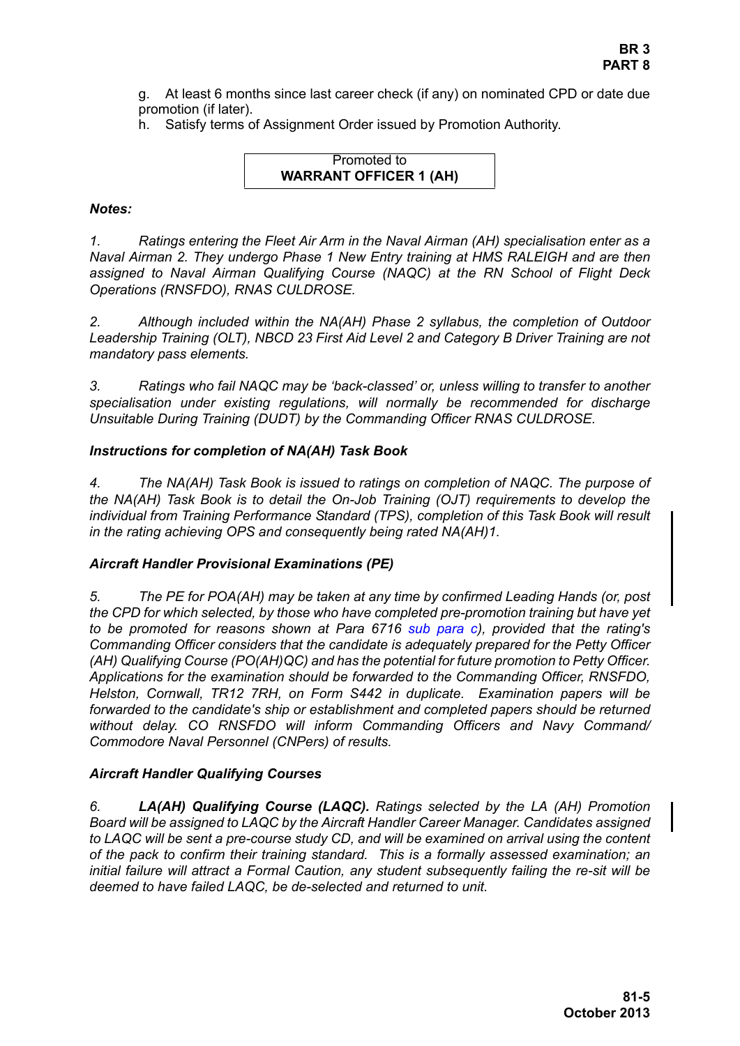g. At least 6 months since last career check (if any) on nominated CPD or date due promotion (if later).

h. Satisfy terms of Assignment Order issued by Promotion Authority.

| Promoted to **WARRANT OFFICER 1 (AH)** |
|---|

***Notes:***

*1. Ratings entering the Fleet Air Arm in the Naval Airman (AH) specialisation enter as a Naval Airman 2. They undergo Phase 1 New Entry training at HMS RALEIGH and are then assigned to Naval Airman Qualifying Course (NAQC) at the RN School of Flight Deck Operations (RNSFDO), RNAS CULDROSE.*

*2. Although included within the NA(AH) Phase 2 syllabus, the completion of Outdoor Leadership Training (OLT), NBCD 23 First Aid Level 2 and Category B Driver Training are not mandatory pass elements.*

*3. Ratings who fail NAQC may be 'back-classed' or, unless willing to transfer to another specialisation under existing regulations, will normally be recommended for discharge Unsuitable During Training (DUDT) by the Commanding Officer RNAS CULDROSE.*

***Instructions for completion of NA(AH) Task Book***

*4. The NA(AH) Task Book is issued to ratings on completion of NAQC. The purpose of the NA(AH) Task Book is to detail the On-Job Training (OJT) requirements to develop the individual from Training Performance Standard (TPS), completion of this Task Book will result in the rating achieving OPS and consequently being rated NA(AH)1.*

***Aircraft Handler Provisional Examinations (PE)***

*5. The PE for POA(AH) may be taken at any time by confirmed Leading Hands (or, post the CPD for which selected, by those who have completed pre-promotion training but have yet to be promoted for reasons shown at Para 6716 sub para c), provided that the rating's Commanding Officer considers that the candidate is adequately prepared for the Petty Officer (AH) Qualifying Course (PO(AH)QC) and has the potential for future promotion to Petty Officer. Applications for the examination should be forwarded to the Commanding Officer, RNSFDO, Helston, Cornwall, TR12 7RH, on Form S442 in duplicate. Examination papers will be forwarded to the candidate's ship or establishment and completed papers should be returned without delay. CO RNSFDO will inform Commanding Officers and Navy Command/ Commodore Naval Personnel (CNPers) of results.*

***Aircraft Handler Qualifying Courses***

*6. **LA(AH) Qualifying Course (LAQC).** Ratings selected by the LA (AH) Promotion Board will be assigned to LAQC by the Aircraft Handler Career Manager. Candidates assigned to LAQC will be sent a pre-course study CD, and will be examined on arrival using the content of the pack to confirm their training standard. This is a formally assessed examination; an initial failure will attract a Formal Caution, any student subsequently failing the re-sit will be deemed to have failed LAQC, be de-selected and returned to unit.*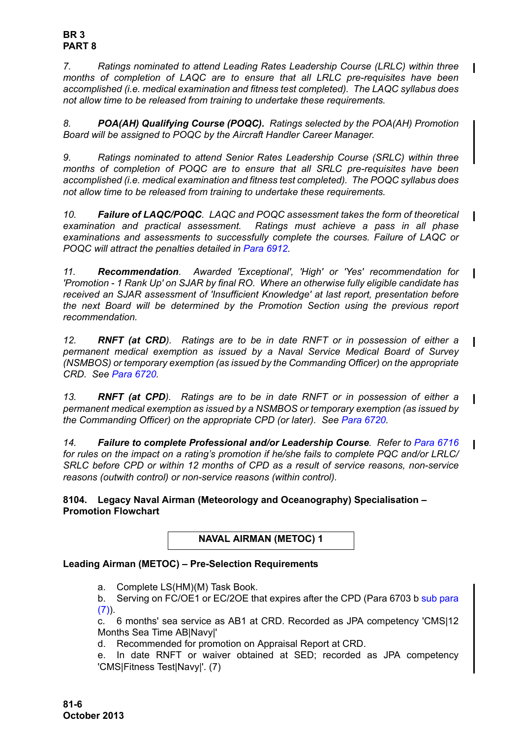*7. Ratings nominated to attend Leading Rates Leadership Course (LRLC) within three months of completion of LAQC are to ensure that all LRLC pre-requisites have been accomplished (i.e. medical examination and fitness test completed). The LAQC syllabus does not allow time to be released from training to undertake these requirements.*

*8. **POA(AH) Qualifying Course (POQC).** Ratings selected by the POA(AH) Promotion Board will be assigned to POQC by the Aircraft Handler Career Manager.*

*9. Ratings nominated to attend Senior Rates Leadership Course (SRLC) within three months of completion of POQC are to ensure that all SRLC pre-requisites have been accomplished (i.e. medical examination and fitness test completed). The POQC syllabus does not allow time to be released from training to undertake these requirements.*

*10. **Failure of LAQC/POQC**. LAQC and POQC assessment takes the form of theoretical examination and practical assessment. Ratings must achieve a pass in all phase examinations and assessments to successfully complete the courses. Failure of LAQC or POQC will attract the penalties detailed in Para 6912.*

*11. **Recommendation**. Awarded 'Exceptional', 'High' or 'Yes' recommendation for 'Promotion - 1 Rank Up' on SJAR by final RO. Where an otherwise fully eligible candidate has received an SJAR assessment of 'Insufficient Knowledge' at last report, presentation before the next Board will be determined by the Promotion Section using the previous report recommendation.*

*12. **RNFT (at CRD)**. Ratings are to be in date RNFT or in possession of either a permanent medical exemption as issued by a Naval Service Medical Board of Survey (NSMBOS) or temporary exemption (as issued by the Commanding Officer) on the appropriate CRD. See Para 6720.*

*13. **RNFT (at CPD)**. Ratings are to be in date RNFT or in possession of either a permanent medical exemption as issued by a NSMBOS or temporary exemption (as issued by the Commanding Officer) on the appropriate CPD (or later). See Para 6720.*

*14. **Failure to complete Professional and/or Leadership Course**. Refer to Para 6716 for rules on the impact on a rating's promotion if he/she fails to complete PQC and/or LRLC/ SRLC before CPD or within 12 months of CPD as a result of service reasons, non-service reasons (outwith control) or non-service reasons (within control).*

## 8104. Legacy Naval Airman (Meteorology and Oceanography) Specialisation – Promotion Flowchart

**NAVAL AIRMAN (METOC) 1**

**Leading Airman (METOC) – Pre-Selection Requirements**

a. Complete LS(HM)(M) Task Book.

b. Serving on FC/OE1 or EC/2OE that expires after the CPD (Para 6703 b sub para (7)).

c. 6 months' sea service as AB1 at CRD. Recorded as JPA competency 'CMS|12 Months Sea Time AB|Navy|'

d. Recommended for promotion on Appraisal Report at CRD.

e. In date RNFT or waiver obtained at SED; recorded as JPA competency 'CMS|Fitness Test|Navy|'. (7)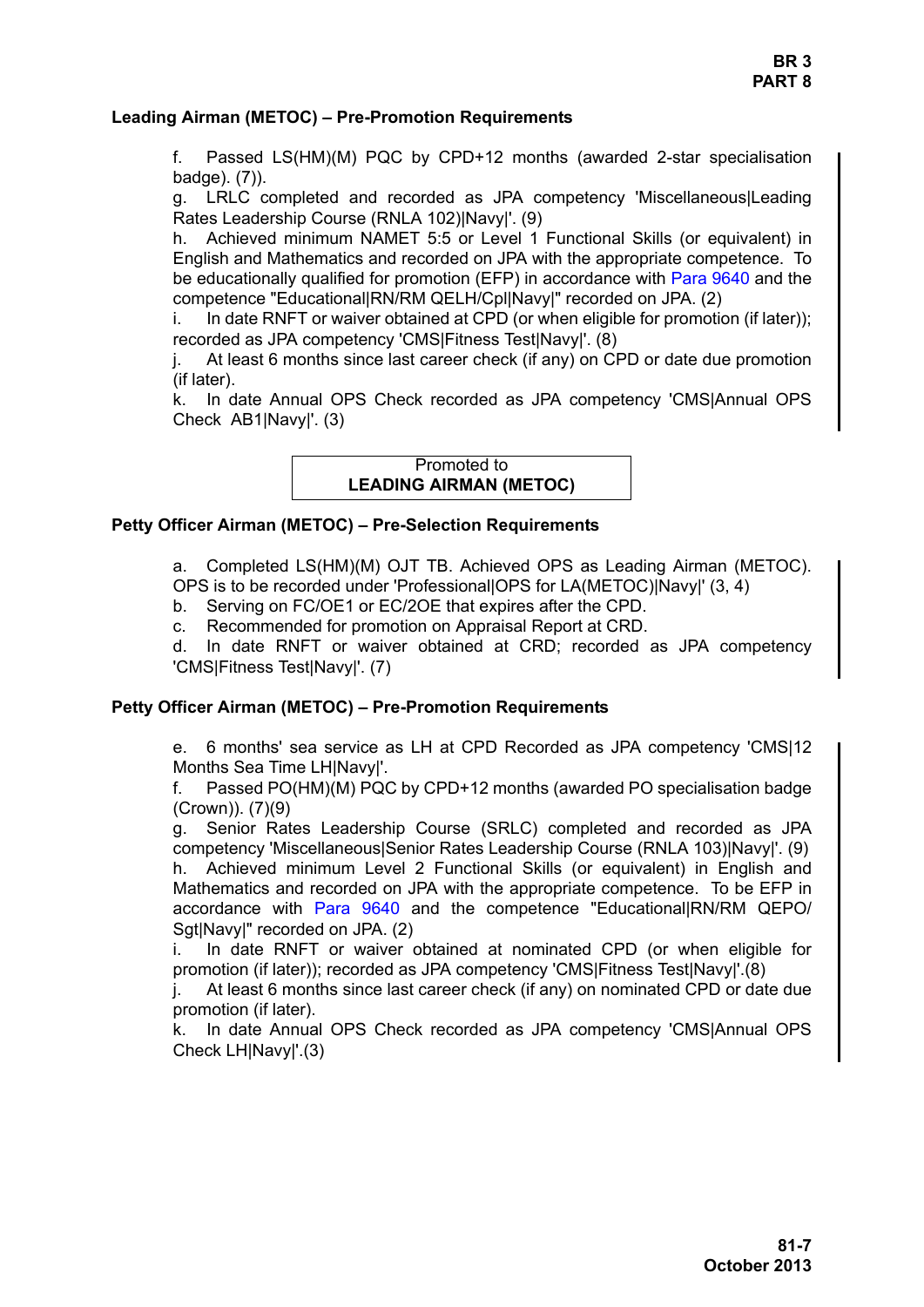**Leading Airman (METOC) – Pre-Promotion Requirements**

f. Passed LS(HM)(M) PQC by CPD+12 months (awarded 2-star specialisation badge). (7)).
g. LRLC completed and recorded as JPA competency 'Miscellaneous|Leading Rates Leadership Course (RNLA 102)|Navy|'. (9)
h. Achieved minimum NAMET 5:5 or Level 1 Functional Skills (or equivalent) in English and Mathematics and recorded on JPA with the appropriate competence. To be educationally qualified for promotion (EFP) in accordance with Para 9640 and the competence "Educational|RN/RM QELH/Cpl|Navy|" recorded on JPA. (2)
i. In date RNFT or waiver obtained at CPD (or when eligible for promotion (if later)); recorded as JPA competency 'CMS|Fitness Test|Navy|'. (8)
j. At least 6 months since last career check (if any) on CPD or date due promotion (if later).
k. In date Annual OPS Check recorded as JPA competency 'CMS|Annual OPS Check AB1|Navy|'. (3)

Promoted to
**LEADING AIRMAN (METOC)**

**Petty Officer Airman (METOC) – Pre-Selection Requirements**

a. Completed LS(HM)(M) OJT TB. Achieved OPS as Leading Airman (METOC). OPS is to be recorded under 'Professional|OPS for LA(METOC)|Navy|' (3, 4)
b. Serving on FC/OE1 or EC/2OE that expires after the CPD.
c. Recommended for promotion on Appraisal Report at CRD.
d. In date RNFT or waiver obtained at CRD; recorded as JPA competency 'CMS|Fitness Test|Navy|'. (7)

**Petty Officer Airman (METOC) – Pre-Promotion Requirements**

e. 6 months' sea service as LH at CPD Recorded as JPA competency 'CMS|12 Months Sea Time LH|Navy|'.
f. Passed PO(HM)(M) PQC by CPD+12 months (awarded PO specialisation badge (Crown)). (7)(9)
g. Senior Rates Leadership Course (SRLC) completed and recorded as JPA competency 'Miscellaneous|Senior Rates Leadership Course (RNLA 103)|Navy|'. (9)
h. Achieved minimum Level 2 Functional Skills (or equivalent) in English and Mathematics and recorded on JPA with the appropriate competence. To be EFP in accordance with Para 9640 and the competence "Educational|RN/RM QEPO/Sgt|Navy|" recorded on JPA. (2)
i. In date RNFT or waiver obtained at nominated CPD (or when eligible for promotion (if later)); recorded as JPA competency 'CMS|Fitness Test|Navy|'.(8)
j. At least 6 months since last career check (if any) on nominated CPD or date due promotion (if later).
k. In date Annual OPS Check recorded as JPA competency 'CMS|Annual OPS Check LH|Navy|'.(3)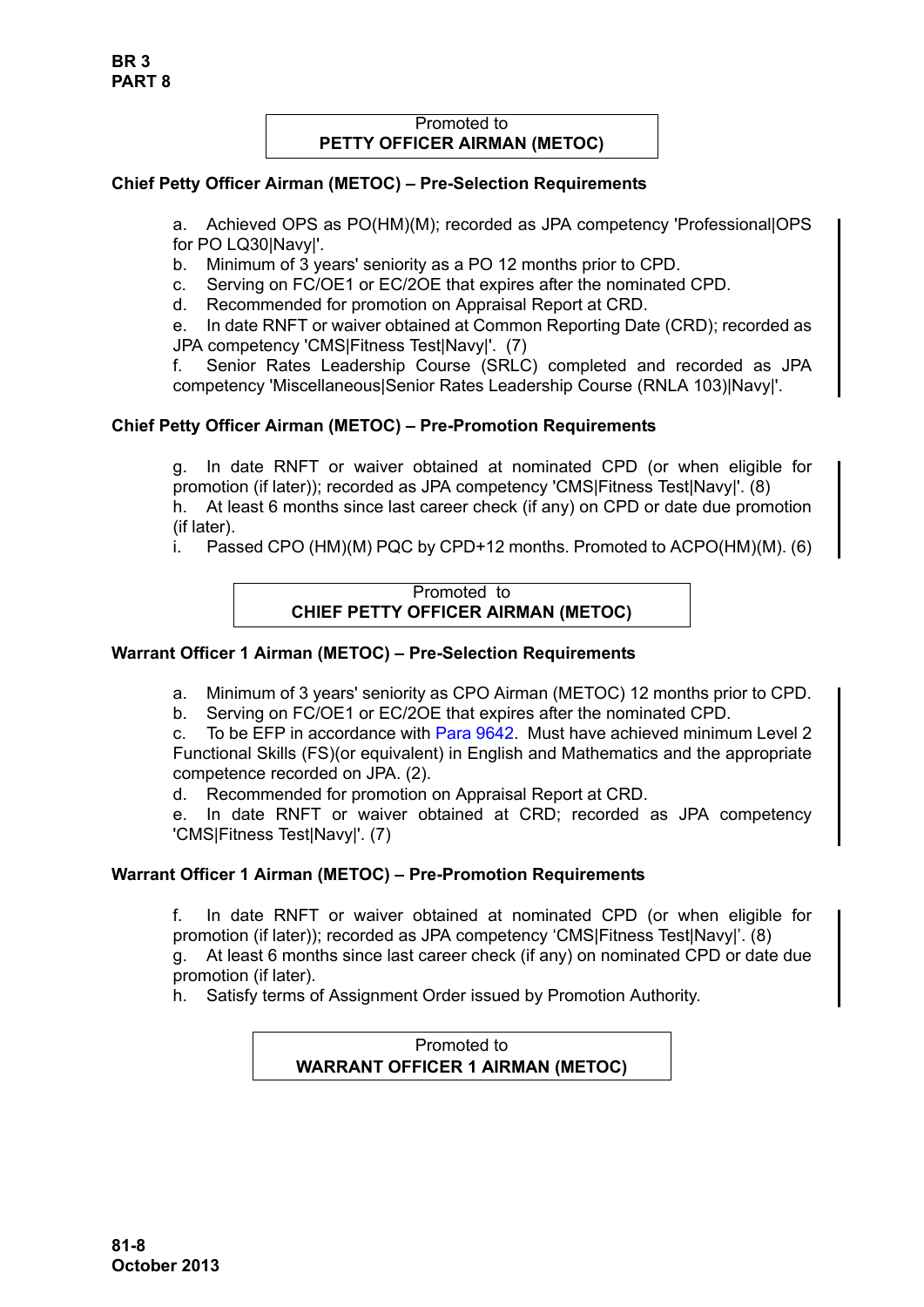Promoted to
**PETTY OFFICER AIRMAN (METOC)**

**Chief Petty Officer Airman (METOC) – Pre-Selection Requirements**

a. Achieved OPS as PO(HM)(M); recorded as JPA competency 'Professional|OPS for PO LQ30|Navy|'.
b. Minimum of 3 years' seniority as a PO 12 months prior to CPD.
c. Serving on FC/OE1 or EC/2OE that expires after the nominated CPD.
d. Recommended for promotion on Appraisal Report at CRD.
e. In date RNFT or waiver obtained at Common Reporting Date (CRD); recorded as JPA competency 'CMS|Fitness Test|Navy|'. (7)
f. Senior Rates Leadership Course (SRLC) completed and recorded as JPA competency 'Miscellaneous|Senior Rates Leadership Course (RNLA 103)|Navy|'.

**Chief Petty Officer Airman (METOC) – Pre-Promotion Requirements**

g. In date RNFT or waiver obtained at nominated CPD (or when eligible for promotion (if later)); recorded as JPA competency 'CMS|Fitness Test|Navy|'. (8)
h. At least 6 months since last career check (if any) on CPD or date due promotion (if later).
i. Passed CPO (HM)(M) PQC by CPD+12 months. Promoted to ACPO(HM)(M). (6)

Promoted to
**CHIEF PETTY OFFICER AIRMAN (METOC)**

**Warrant Officer 1 Airman (METOC) – Pre-Selection Requirements**

a. Minimum of 3 years' seniority as CPO Airman (METOC) 12 months prior to CPD.
b. Serving on FC/OE1 or EC/2OE that expires after the nominated CPD.
c. To be EFP in accordance with Para 9642. Must have achieved minimum Level 2 Functional Skills (FS)(or equivalent) in English and Mathematics and the appropriate competence recorded on JPA. (2).
d. Recommended for promotion on Appraisal Report at CRD.
e. In date RNFT or waiver obtained at CRD; recorded as JPA competency 'CMS|Fitness Test|Navy|'. (7)

**Warrant Officer 1 Airman (METOC) – Pre-Promotion Requirements**

f. In date RNFT or waiver obtained at nominated CPD (or when eligible for promotion (if later)); recorded as JPA competency 'CMS|Fitness Test|Navy|'. (8)
g. At least 6 months since last career check (if any) on nominated CPD or date due promotion (if later).
h. Satisfy terms of Assignment Order issued by Promotion Authority.

Promoted to
**WARRANT OFFICER 1 AIRMAN (METOC)**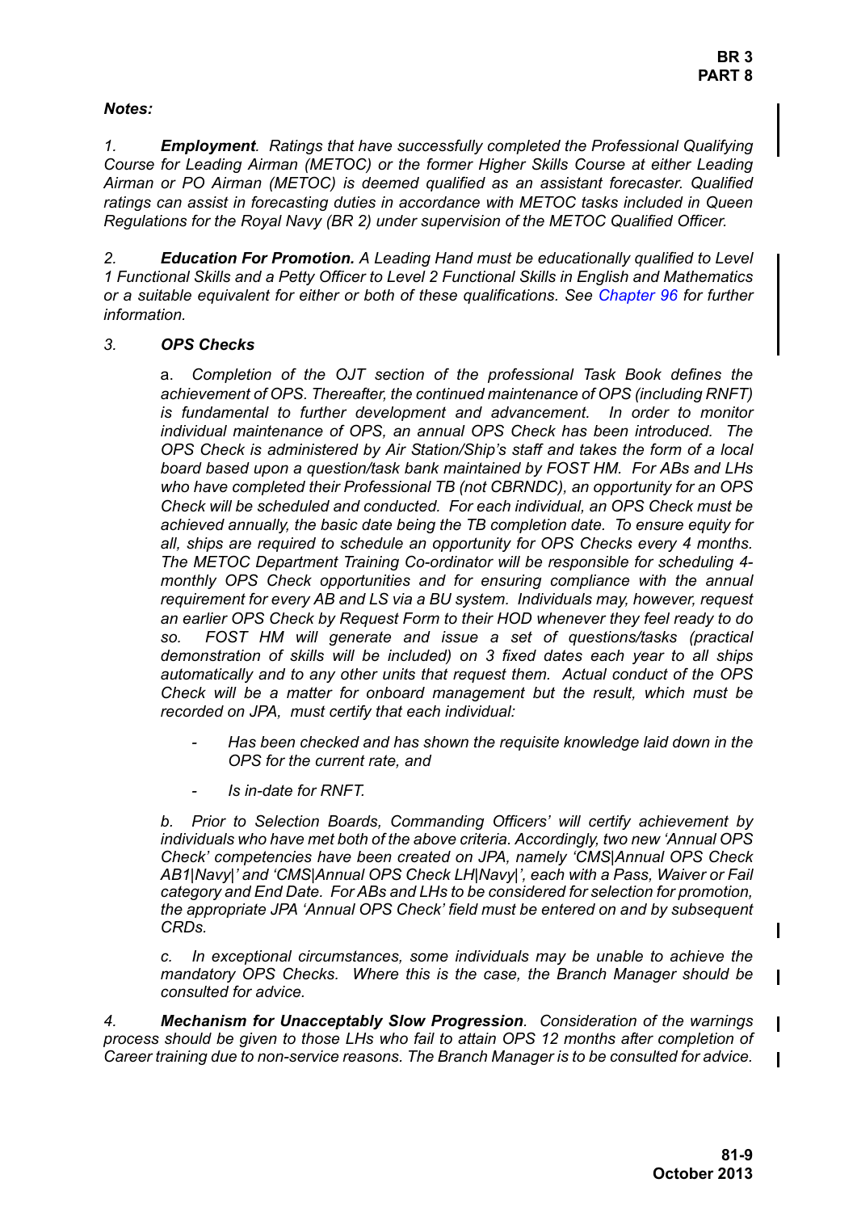***Notes:***

*1. **Employment**. Ratings that have successfully completed the Professional Qualifying Course for Leading Airman (METOC) or the former Higher Skills Course at either Leading Airman or PO Airman (METOC) is deemed qualified as an assistant forecaster. Qualified ratings can assist in forecasting duties in accordance with METOC tasks included in Queen Regulations for the Royal Navy (BR 2) under supervision of the METOC Qualified Officer.*

*2. **Education For Promotion.** A Leading Hand must be educationally qualified to Level 1 Functional Skills and a Petty Officer to Level 2 Functional Skills in English and Mathematics or a suitable equivalent for either or both of these qualifications. See Chapter 96 for further information.*

*3. **OPS Checks***

*a. Completion of the OJT section of the professional Task Book defines the achievement of OPS. Thereafter, the continued maintenance of OPS (including RNFT) is fundamental to further development and advancement. In order to monitor individual maintenance of OPS, an annual OPS Check has been introduced. The OPS Check is administered by Air Station/Ship's staff and takes the form of a local board based upon a question/task bank maintained by FOST HM. For ABs and LHs who have completed their Professional TB (not CBRNDC), an opportunity for an OPS Check will be scheduled and conducted. For each individual, an OPS Check must be achieved annually, the basic date being the TB completion date. To ensure equity for all, ships are required to schedule an opportunity for OPS Checks every 4 months. The METOC Department Training Co-ordinator will be responsible for scheduling 4-monthly OPS Check opportunities and for ensuring compliance with the annual requirement for every AB and LS via a BU system. Individuals may, however, request an earlier OPS Check by Request Form to their HOD whenever they feel ready to do so. FOST HM will generate and issue a set of questions/tasks (practical demonstration of skills will be included) on 3 fixed dates each year to all ships automatically and to any other units that request them. Actual conduct of the OPS Check will be a matter for onboard management but the result, which must be recorded on JPA, must certify that each individual:*

- *Has been checked and has shown the requisite knowledge laid down in the OPS for the current rate, and*
- *Is in-date for RNFT.*

*b. Prior to Selection Boards, Commanding Officers' will certify achievement by individuals who have met both of the above criteria. Accordingly, two new 'Annual OPS Check' competencies have been created on JPA, namely 'CMS|Annual OPS Check AB1|Navy|' and 'CMS|Annual OPS Check LH|Navy|', each with a Pass, Waiver or Fail category and End Date. For ABs and LHs to be considered for selection for promotion, the appropriate JPA 'Annual OPS Check' field must be entered on and by subsequent CRDs.*

*c. In exceptional circumstances, some individuals may be unable to achieve the mandatory OPS Checks. Where this is the case, the Branch Manager should be consulted for advice.*

*4. **Mechanism for Unacceptably Slow Progression**. Consideration of the warnings process should be given to those LHs who fail to attain OPS 12 months after completion of Career training due to non-service reasons. The Branch Manager is to be consulted for advice.*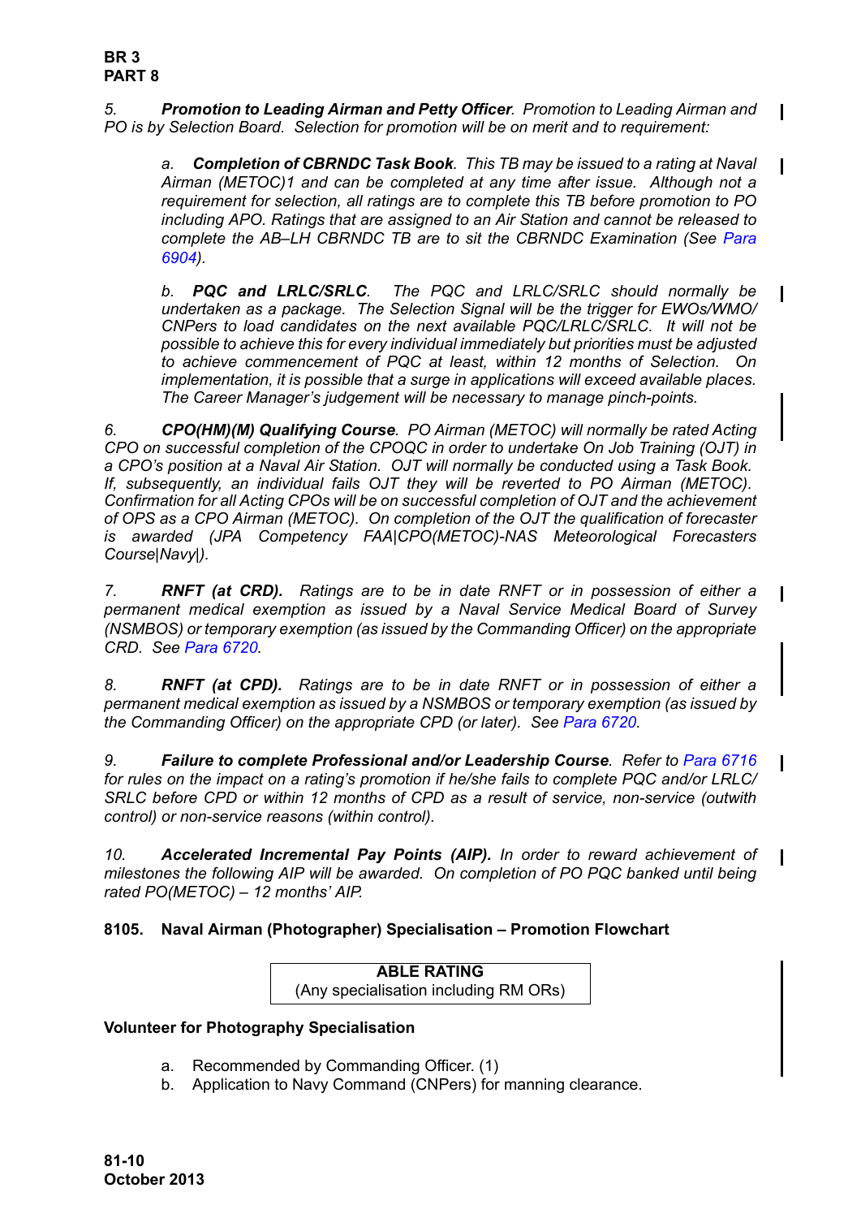5. ***Promotion to Leading Airman and Petty Officer***. *Promotion to Leading Airman and PO is by Selection Board. Selection for promotion will be on merit and to requirement:*

> a. ***Completion of CBRNDC Task Book***. *This TB may be issued to a rating at Naval Airman (METOC)1 and can be completed at any time after issue. Although not a requirement for selection, all ratings are to complete this TB before promotion to PO including APO. Ratings that are assigned to an Air Station and cannot be released to complete the AB–LH CBRNDC TB are to sit the CBRNDC Examination (See Para 6904).*
>
> b. ***PQC and LRLC/SRLC***. *The PQC and LRLC/SRLC should normally be undertaken as a package. The Selection Signal will be the trigger for EWOs/WMO/CNPers to load candidates on the next available PQC/LRLC/SRLC. It will not be possible to achieve this for every individual immediately but priorities must be adjusted to achieve commencement of PQC at least, within 12 months of Selection. On implementation, it is possible that a surge in applications will exceed available places. The Career Manager's judgement will be necessary to manage pinch-points.*

6. ***CPO(HM)(M) Qualifying Course***. *PO Airman (METOC) will normally be rated Acting CPO on successful completion of the CPOQC in order to undertake On Job Training (OJT) in a CPO's position at a Naval Air Station. OJT will normally be conducted using a Task Book. If, subsequently, an individual fails OJT they will be reverted to PO Airman (METOC). Confirmation for all Acting CPOs will be on successful completion of OJT and the achievement of OPS as a CPO Airman (METOC). On completion of the OJT the qualification of forecaster is awarded (JPA Competency FAA|CPO(METOC)-NAS Meteorological Forecasters Course|Navy|).*

7. ***RNFT (at CRD).*** *Ratings are to be in date RNFT or in possession of either a permanent medical exemption as issued by a Naval Service Medical Board of Survey (NSMBOS) or temporary exemption (as issued by the Commanding Officer) on the appropriate CRD. See Para 6720.*

8. ***RNFT (at CPD).*** *Ratings are to be in date RNFT or in possession of either a permanent medical exemption as issued by a NSMBOS or temporary exemption (as issued by the Commanding Officer) on the appropriate CPD (or later). See Para 6720.*

9. ***Failure to complete Professional and/or Leadership Course***. *Refer to Para 6716 for rules on the impact on a rating's promotion if he/she fails to complete PQC and/or LRLC/SRLC before CPD or within 12 months of CPD as a result of service, non-service (outwith control) or non-service reasons (within control).*

10. ***Accelerated Incremental Pay Points (AIP).*** *In order to reward achievement of milestones the following AIP will be awarded. On completion of PO PQC banked until being rated PO(METOC) – 12 months' AIP.*

**8105. Naval Airman (Photographer) Specialisation – Promotion Flowchart**

| **ABLE RATING** |
|---|
| (Any specialisation including RM ORs) |

**Volunteer for Photography Specialisation**

a. Recommended by Commanding Officer. (1)
b. Application to Navy Command (CNPers) for manning clearance.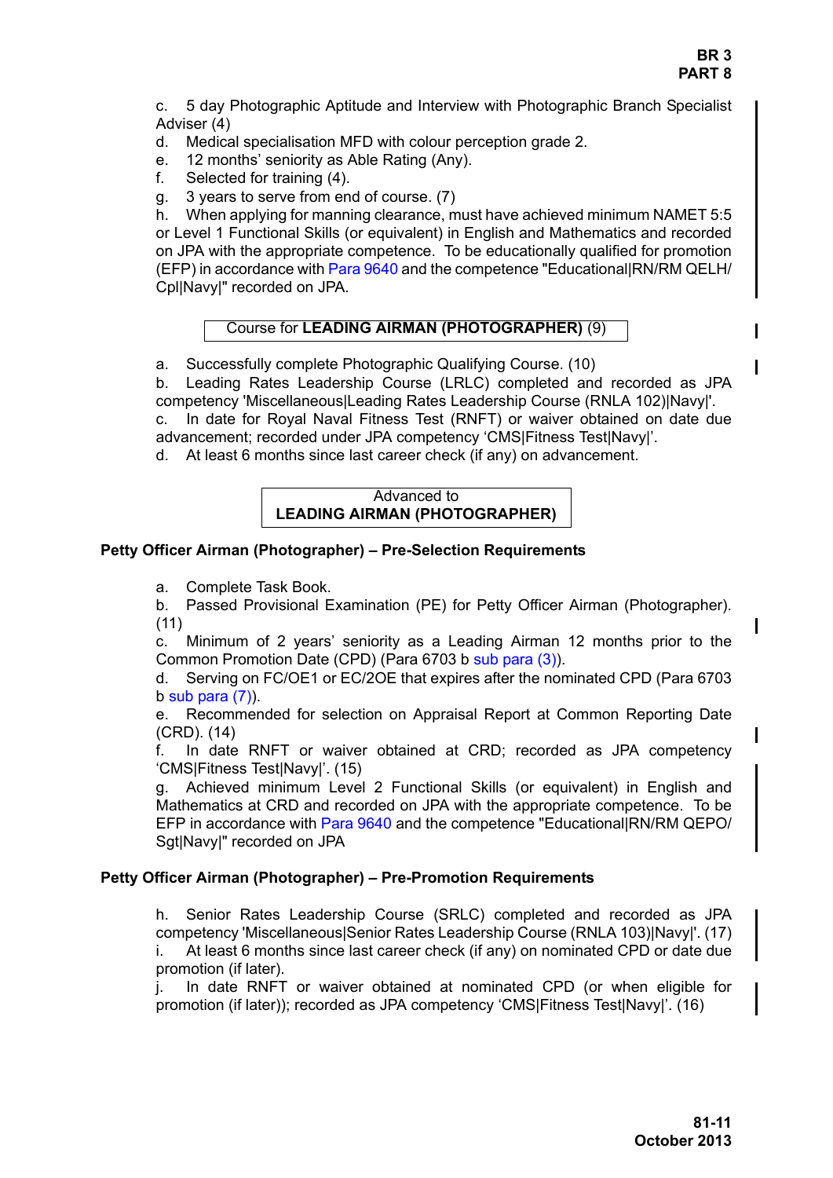c. 5 day Photographic Aptitude and Interview with Photographic Branch Specialist Adviser (4)
d. Medical specialisation MFD with colour perception grade 2.
e. 12 months' seniority as Able Rating (Any).
f. Selected for training (4).
g. 3 years to serve from end of course. (7)
h. When applying for manning clearance, must have achieved minimum NAMET 5:5 or Level 1 Functional Skills (or equivalent) in English and Mathematics and recorded on JPA with the appropriate competence. To be educationally qualified for promotion (EFP) in accordance with Para 9640 and the competence "Educational|RN/RM QELH/Cpl|Navy|" recorded on JPA.

Course for **LEADING AIRMAN (PHOTOGRAPHER)** (9)

a. Successfully complete Photographic Qualifying Course. (10)
b. Leading Rates Leadership Course (LRLC) completed and recorded as JPA competency 'Miscellaneous|Leading Rates Leadership Course (RNLA 102)|Navy|'.
c. In date for Royal Naval Fitness Test (RNFT) or waiver obtained on date due advancement; recorded under JPA competency 'CMS|Fitness Test|Navy|'.
d. At least 6 months since last career check (if any) on advancement.

Advanced to
**LEADING AIRMAN (PHOTOGRAPHER)**

**Petty Officer Airman (Photographer) – Pre-Selection Requirements**

a. Complete Task Book.
b. Passed Provisional Examination (PE) for Petty Officer Airman (Photographer). (11)
c. Minimum of 2 years' seniority as a Leading Airman 12 months prior to the Common Promotion Date (CPD) (Para 6703 b sub para (3)).
d. Serving on FC/OE1 or EC/2OE that expires after the nominated CPD (Para 6703 b sub para (7)).
e. Recommended for selection on Appraisal Report at Common Reporting Date (CRD). (14)
f. In date RNFT or waiver obtained at CRD; recorded as JPA competency 'CMS|Fitness Test|Navy|'. (15)
g. Achieved minimum Level 2 Functional Skills (or equivalent) in English and Mathematics at CRD and recorded on JPA with the appropriate competence. To be EFP in accordance with Para 9640 and the competence "Educational|RN/RM QEPO/Sgt|Navy|" recorded on JPA

**Petty Officer Airman (Photographer) – Pre-Promotion Requirements**

h. Senior Rates Leadership Course (SRLC) completed and recorded as JPA competency 'Miscellaneous|Senior Rates Leadership Course (RNLA 103)|Navy|'. (17)
i. At least 6 months since last career check (if any) on nominated CPD or date due promotion (if later).
j. In date RNFT or waiver obtained at nominated CPD (or when eligible for promotion (if later)); recorded as JPA competency 'CMS|Fitness Test|Navy|'. (16)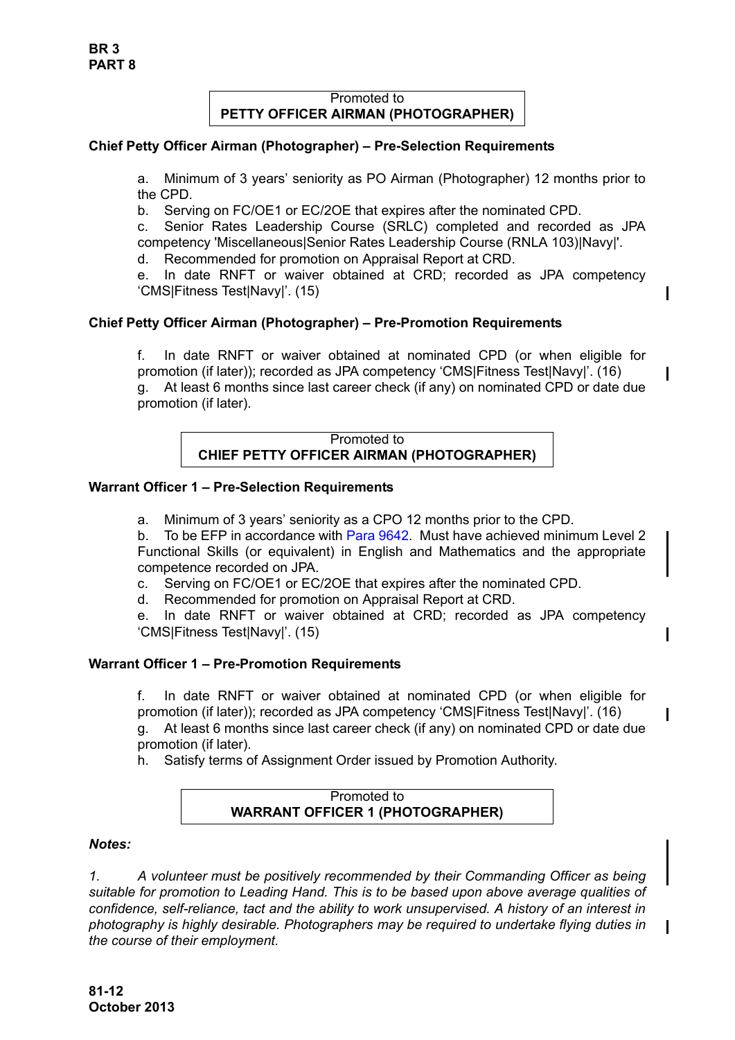Promoted to
**PETTY OFFICER AIRMAN (PHOTOGRAPHER)**

**Chief Petty Officer Airman (Photographer) – Pre-Selection Requirements**

a. Minimum of 3 years' seniority as PO Airman (Photographer) 12 months prior to the CPD.
b. Serving on FC/OE1 or EC/2OE that expires after the nominated CPD.
c. Senior Rates Leadership Course (SRLC) completed and recorded as JPA competency 'Miscellaneous|Senior Rates Leadership Course (RNLA 103)|Navy|'.
d. Recommended for promotion on Appraisal Report at CRD.
e. In date RNFT or waiver obtained at CRD; recorded as JPA competency 'CMS|Fitness Test|Navy|'. (15)

**Chief Petty Officer Airman (Photographer) – Pre-Promotion Requirements**

f. In date RNFT or waiver obtained at nominated CPD (or when eligible for promotion (if later)); recorded as JPA competency 'CMS|Fitness Test|Navy|'. (16)
g. At least 6 months since last career check (if any) on nominated CPD or date due promotion (if later).

Promoted to
**CHIEF PETTY OFFICER AIRMAN (PHOTOGRAPHER)**

**Warrant Officer 1 – Pre-Selection Requirements**

a. Minimum of 3 years' seniority as a CPO 12 months prior to the CPD.
b. To be EFP in accordance with Para 9642. Must have achieved minimum Level 2 Functional Skills (or equivalent) in English and Mathematics and the appropriate competence recorded on JPA.
c. Serving on FC/OE1 or EC/2OE that expires after the nominated CPD.
d. Recommended for promotion on Appraisal Report at CRD.
e. In date RNFT or waiver obtained at CRD; recorded as JPA competency 'CMS|Fitness Test|Navy|'. (15)

**Warrant Officer 1 – Pre-Promotion Requirements**

f. In date RNFT or waiver obtained at nominated CPD (or when eligible for promotion (if later)); recorded as JPA competency 'CMS|Fitness Test|Navy|'. (16)
g. At least 6 months since last career check (if any) on nominated CPD or date due promotion (if later).
h. Satisfy terms of Assignment Order issued by Promotion Authority.

Promoted to
**WARRANT OFFICER 1 (PHOTOGRAPHER)**

***Notes:***

*1. A volunteer must be positively recommended by their Commanding Officer as being suitable for promotion to Leading Hand. This is to be based upon above average qualities of confidence, self-reliance, tact and the ability to work unsupervised. A history of an interest in photography is highly desirable. Photographers may be required to undertake flying duties in the course of their employment.*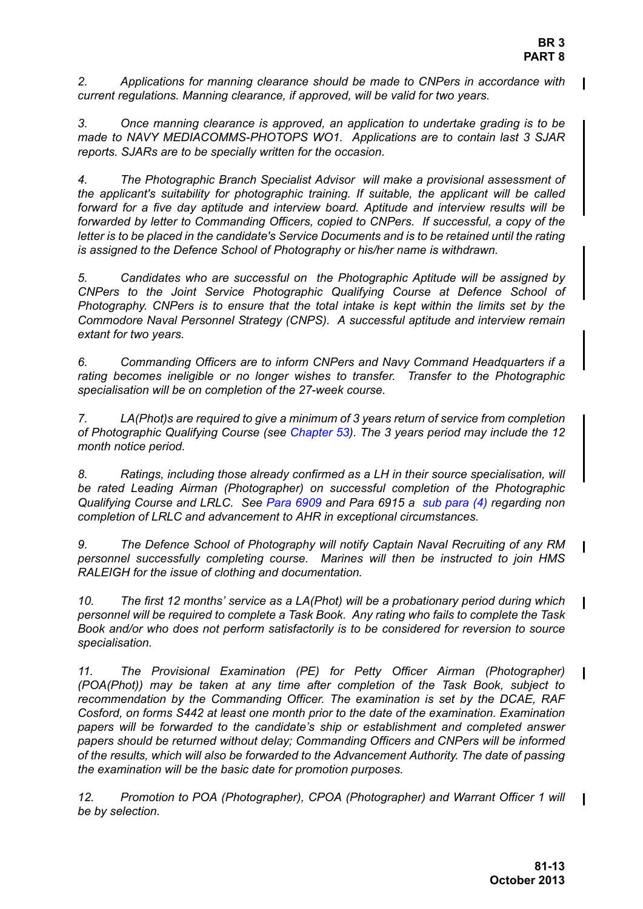*2. Applications for manning clearance should be made to CNPers in accordance with current regulations. Manning clearance, if approved, will be valid for two years.*

*3. Once manning clearance is approved, an application to undertake grading is to be made to NAVY MEDIACOMMS-PHOTOPS WO1. Applications are to contain last 3 SJAR reports. SJARs are to be specially written for the occasion.*

*4. The Photographic Branch Specialist Advisor will make a provisional assessment of the applicant's suitability for photographic training. If suitable, the applicant will be called forward for a five day aptitude and interview board. Aptitude and interview results will be forwarded by letter to Commanding Officers, copied to CNPers. If successful, a copy of the letter is to be placed in the candidate's Service Documents and is to be retained until the rating is assigned to the Defence School of Photography or his/her name is withdrawn.*

*5. Candidates who are successful on the Photographic Aptitude will be assigned by CNPers to the Joint Service Photographic Qualifying Course at Defence School of Photography. CNPers is to ensure that the total intake is kept within the limits set by the Commodore Naval Personnel Strategy (CNPS). A successful aptitude and interview remain extant for two years.*

*6. Commanding Officers are to inform CNPers and Navy Command Headquarters if a rating becomes ineligible or no longer wishes to transfer. Transfer to the Photographic specialisation will be on completion of the 27-week course.*

*7. LA(Phot)s are required to give a minimum of 3 years return of service from completion of Photographic Qualifying Course (see Chapter 53). The 3 years period may include the 12 month notice period.*

*8. Ratings, including those already confirmed as a LH in their source specialisation, will be rated Leading Airman (Photographer) on successful completion of the Photographic Qualifying Course and LRLC. See Para 6909 and Para 6915 a sub para (4) regarding non completion of LRLC and advancement to AHR in exceptional circumstances.*

*9. The Defence School of Photography will notify Captain Naval Recruiting of any RM personnel successfully completing course. Marines will then be instructed to join HMS RALEIGH for the issue of clothing and documentation.*

*10. The first 12 months' service as a LA(Phot) will be a probationary period during which personnel will be required to complete a Task Book. Any rating who fails to complete the Task Book and/or who does not perform satisfactorily is to be considered for reversion to source specialisation.*

*11. The Provisional Examination (PE) for Petty Officer Airman (Photographer) (POA(Phot)) may be taken at any time after completion of the Task Book, subject to recommendation by the Commanding Officer. The examination is set by the DCAE, RAF Cosford, on forms S442 at least one month prior to the date of the examination. Examination papers will be forwarded to the candidate's ship or establishment and completed answer papers should be returned without delay; Commanding Officers and CNPers will be informed of the results, which will also be forwarded to the Advancement Authority. The date of passing the examination will be the basic date for promotion purposes.*

*12. Promotion to POA (Photographer), CPOA (Photographer) and Warrant Officer 1 will be by selection.*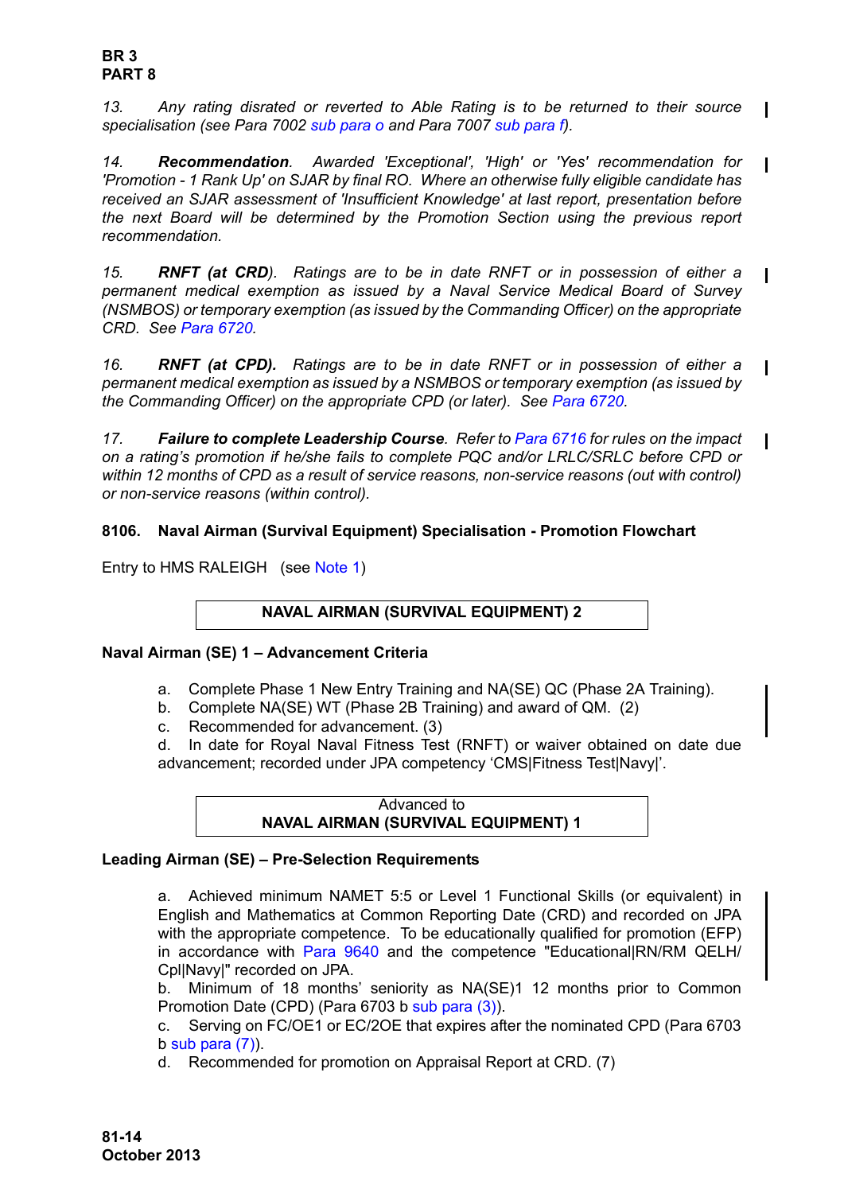*13. Any rating disrated or reverted to Able Rating is to be returned to their source specialisation (see Para 7002 sub para o and Para 7007 sub para f).*

*14. **Recommendation**. Awarded 'Exceptional', 'High' or 'Yes' recommendation for 'Promotion - 1 Rank Up' on SJAR by final RO. Where an otherwise fully eligible candidate has received an SJAR assessment of 'Insufficient Knowledge' at last report, presentation before the next Board will be determined by the Promotion Section using the previous report recommendation.*

*15. **RNFT (at CRD)**. Ratings are to be in date RNFT or in possession of either a permanent medical exemption as issued by a Naval Service Medical Board of Survey (NSMBOS) or temporary exemption (as issued by the Commanding Officer) on the appropriate CRD. See Para 6720.*

*16. **RNFT (at CPD).** Ratings are to be in date RNFT or in possession of either a permanent medical exemption as issued by a NSMBOS or temporary exemption (as issued by the Commanding Officer) on the appropriate CPD (or later). See Para 6720.*

*17. **Failure to complete Leadership Course**. Refer to Para 6716 for rules on the impact on a rating's promotion if he/she fails to complete PQC and/or LRLC/SRLC before CPD or within 12 months of CPD as a result of service reasons, non-service reasons (out with control) or non-service reasons (within control).*

## 8106. Naval Airman (Survival Equipment) Specialisation - Promotion Flowchart

Entry to HMS RALEIGH (see Note 1)

**NAVAL AIRMAN (SURVIVAL EQUIPMENT) 2**

**Naval Airman (SE) 1 – Advancement Criteria**

a. Complete Phase 1 New Entry Training and NA(SE) QC (Phase 2A Training).
b. Complete NA(SE) WT (Phase 2B Training) and award of QM. (2)
c. Recommended for advancement. (3)
d. In date for Royal Naval Fitness Test (RNFT) or waiver obtained on date due advancement; recorded under JPA competency 'CMS|Fitness Test|Navy|'.

Advanced to
**NAVAL AIRMAN (SURVIVAL EQUIPMENT) 1**

**Leading Airman (SE) – Pre-Selection Requirements**

a. Achieved minimum NAMET 5:5 or Level 1 Functional Skills (or equivalent) in English and Mathematics at Common Reporting Date (CRD) and recorded on JPA with the appropriate competence. To be educationally qualified for promotion (EFP) in accordance with Para 9640 and the competence "Educational|RN/RM QELH/Cpl|Navy|" recorded on JPA.
b. Minimum of 18 months' seniority as NA(SE)1 12 months prior to Common Promotion Date (CPD) (Para 6703 b sub para (3)).
c. Serving on FC/OE1 or EC/2OE that expires after the nominated CPD (Para 6703 b sub para (7)).
d. Recommended for promotion on Appraisal Report at CRD. (7)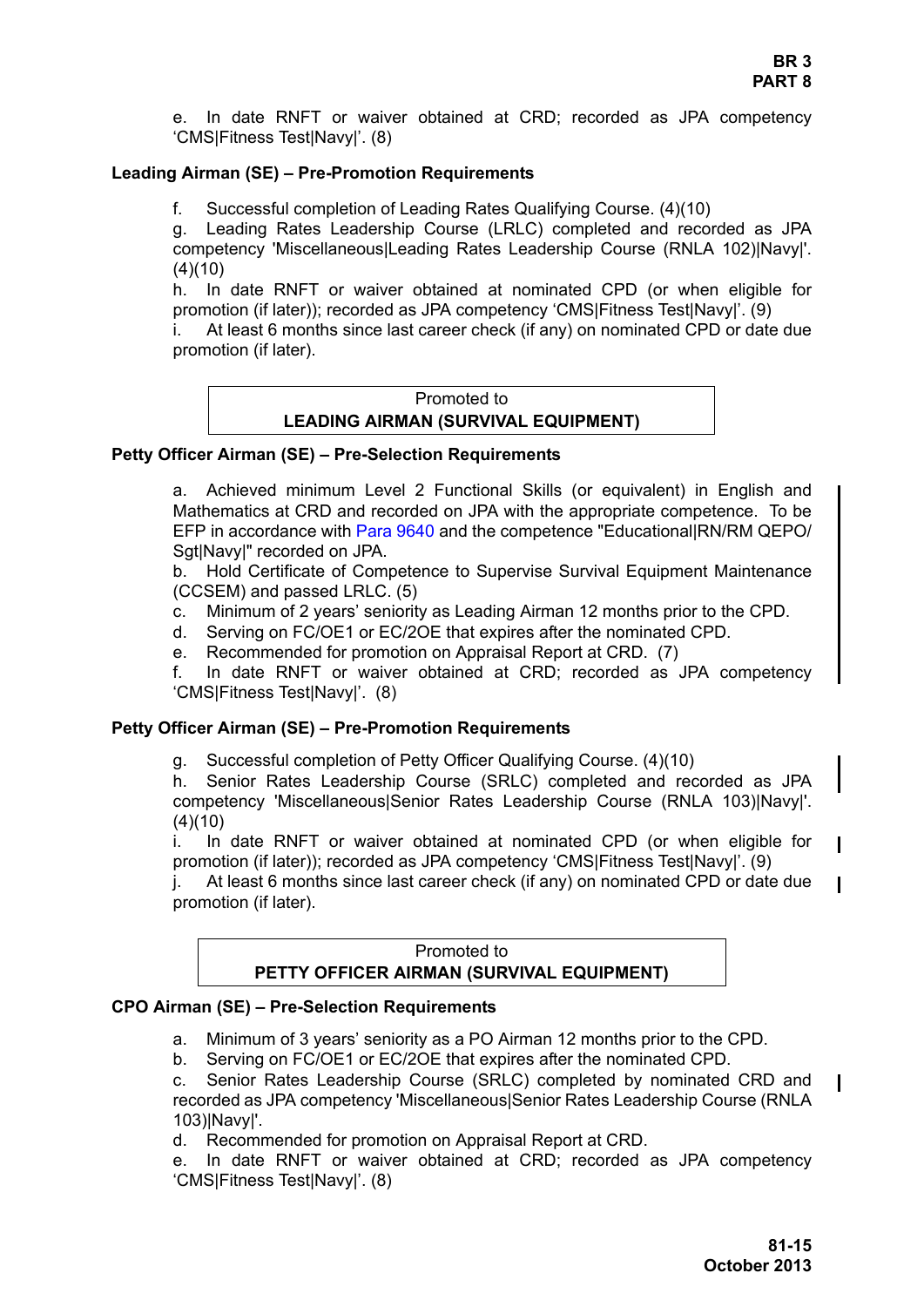e. In date RNFT or waiver obtained at CRD; recorded as JPA competency 'CMS|Fitness Test|Navy|'. (8)

**Leading Airman (SE) – Pre-Promotion Requirements**

f. Successful completion of Leading Rates Qualifying Course. (4)(10)
g. Leading Rates Leadership Course (LRLC) completed and recorded as JPA competency 'Miscellaneous|Leading Rates Leadership Course (RNLA 102)|Navy|'. (4)(10)
h. In date RNFT or waiver obtained at nominated CPD (or when eligible for promotion (if later)); recorded as JPA competency 'CMS|Fitness Test|Navy|'. (9)
i. At least 6 months since last career check (if any) on nominated CPD or date due promotion (if later).

Promoted to
**LEADING AIRMAN (SURVIVAL EQUIPMENT)**

**Petty Officer Airman (SE) – Pre-Selection Requirements**

a. Achieved minimum Level 2 Functional Skills (or equivalent) in English and Mathematics at CRD and recorded on JPA with the appropriate competence. To be EFP in accordance with Para 9640 and the competence "Educational|RN/RM QEPO/Sgt|Navy|" recorded on JPA.
b. Hold Certificate of Competence to Supervise Survival Equipment Maintenance (CCSEM) and passed LRLC. (5)
c. Minimum of 2 years' seniority as Leading Airman 12 months prior to the CPD.
d. Serving on FC/OE1 or EC/2OE that expires after the nominated CPD.
e. Recommended for promotion on Appraisal Report at CRD. (7)
f. In date RNFT or waiver obtained at CRD; recorded as JPA competency 'CMS|Fitness Test|Navy|'. (8)

**Petty Officer Airman (SE) – Pre-Promotion Requirements**

g. Successful completion of Petty Officer Qualifying Course. (4)(10)
h. Senior Rates Leadership Course (SRLC) completed and recorded as JPA competency 'Miscellaneous|Senior Rates Leadership Course (RNLA 103)|Navy|'. (4)(10)
i. In date RNFT or waiver obtained at nominated CPD (or when eligible for promotion (if later)); recorded as JPA competency 'CMS|Fitness Test|Navy|'. (9)
j. At least 6 months since last career check (if any) on nominated CPD or date due promotion (if later).

Promoted to
**PETTY OFFICER AIRMAN (SURVIVAL EQUIPMENT)**

**CPO Airman (SE) – Pre-Selection Requirements**

a. Minimum of 3 years' seniority as a PO Airman 12 months prior to the CPD.
b. Serving on FC/OE1 or EC/2OE that expires after the nominated CPD.
c. Senior Rates Leadership Course (SRLC) completed by nominated CRD and recorded as JPA competency 'Miscellaneous|Senior Rates Leadership Course (RNLA 103)|Navy|'.
d. Recommended for promotion on Appraisal Report at CRD.
e. In date RNFT or waiver obtained at CRD; recorded as JPA competency 'CMS|Fitness Test|Navy|'. (8)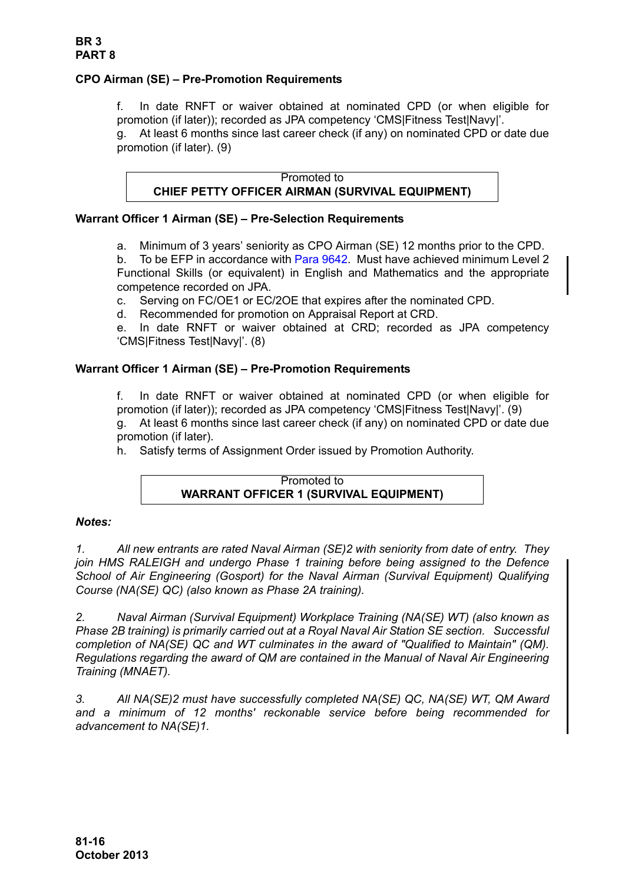### CPO Airman (SE) – Pre-Promotion Requirements

f. In date RNFT or waiver obtained at nominated CPD (or when eligible for promotion (if later)); recorded as JPA competency 'CMS|Fitness Test|Navy|'.
g. At least 6 months since last career check (if any) on nominated CPD or date due promotion (if later). (9)

Promoted to
**CHIEF PETTY OFFICER AIRMAN (SURVIVAL EQUIPMENT)**

### Warrant Officer 1 Airman (SE) – Pre-Selection Requirements

a. Minimum of 3 years' seniority as CPO Airman (SE) 12 months prior to the CPD.
b. To be EFP in accordance with Para 9642. Must have achieved minimum Level 2 Functional Skills (or equivalent) in English and Mathematics and the appropriate competence recorded on JPA.
c. Serving on FC/OE1 or EC/2OE that expires after the nominated CPD.
d. Recommended for promotion on Appraisal Report at CRD.
e. In date RNFT or waiver obtained at CRD; recorded as JPA competency 'CMS|Fitness Test|Navy|'. (8)

### Warrant Officer 1 Airman (SE) – Pre-Promotion Requirements

f. In date RNFT or waiver obtained at nominated CPD (or when eligible for promotion (if later)); recorded as JPA competency 'CMS|Fitness Test|Navy|'. (9)
g. At least 6 months since last career check (if any) on nominated CPD or date due promotion (if later).
h. Satisfy terms of Assignment Order issued by Promotion Authority.

Promoted to
**WARRANT OFFICER 1 (SURVIVAL EQUIPMENT)**

***Notes:***

*1. All new entrants are rated Naval Airman (SE)2 with seniority from date of entry. They join HMS RALEIGH and undergo Phase 1 training before being assigned to the Defence School of Air Engineering (Gosport) for the Naval Airman (Survival Equipment) Qualifying Course (NA(SE) QC) (also known as Phase 2A training).*

*2. Naval Airman (Survival Equipment) Workplace Training (NA(SE) WT) (also known as Phase 2B training) is primarily carried out at a Royal Naval Air Station SE section. Successful completion of NA(SE) QC and WT culminates in the award of "Qualified to Maintain" (QM). Regulations regarding the award of QM are contained in the Manual of Naval Air Engineering Training (MNAET).*

*3. All NA(SE)2 must have successfully completed NA(SE) QC, NA(SE) WT, QM Award and a minimum of 12 months' reckonable service before being recommended for advancement to NA(SE)1.*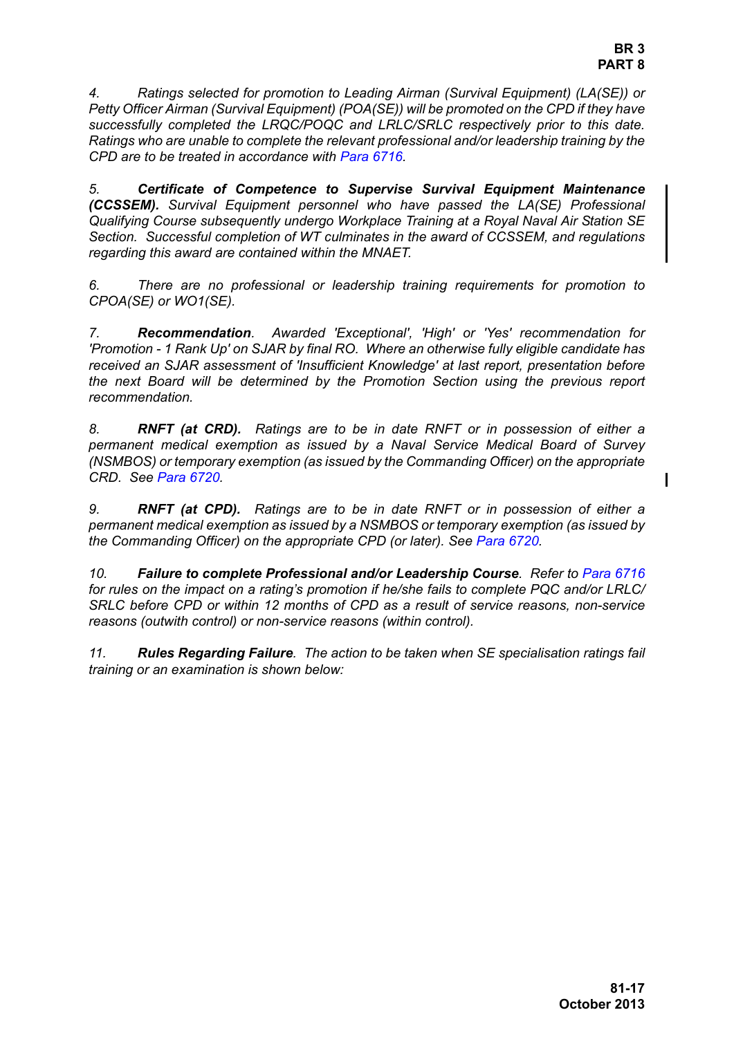*4. Ratings selected for promotion to Leading Airman (Survival Equipment) (LA(SE)) or Petty Officer Airman (Survival Equipment) (POA(SE)) will be promoted on the CPD if they have successfully completed the LRQC/POQC and LRLC/SRLC respectively prior to this date. Ratings who are unable to complete the relevant professional and/or leadership training by the CPD are to be treated in accordance with Para 6716.*

*5. **Certificate of Competence to Supervise Survival Equipment Maintenance (CCSSEM).** Survival Equipment personnel who have passed the LA(SE) Professional Qualifying Course subsequently undergo Workplace Training at a Royal Naval Air Station SE Section. Successful completion of WT culminates in the award of CCSSEM, and regulations regarding this award are contained within the MNAET.*

*6. There are no professional or leadership training requirements for promotion to CPOA(SE) or WO1(SE).*

*7. **Recommendation**. Awarded 'Exceptional', 'High' or 'Yes' recommendation for 'Promotion - 1 Rank Up' on SJAR by final RO. Where an otherwise fully eligible candidate has received an SJAR assessment of 'Insufficient Knowledge' at last report, presentation before the next Board will be determined by the Promotion Section using the previous report recommendation.*

*8. **RNFT (at CRD).** Ratings are to be in date RNFT or in possession of either a permanent medical exemption as issued by a Naval Service Medical Board of Survey (NSMBOS) or temporary exemption (as issued by the Commanding Officer) on the appropriate CRD. See Para 6720.*

*9. **RNFT (at CPD).** Ratings are to be in date RNFT or in possession of either a permanent medical exemption as issued by a NSMBOS or temporary exemption (as issued by the Commanding Officer) on the appropriate CPD (or later). See Para 6720.*

*10. **Failure to complete Professional and/or Leadership Course**. Refer to Para 6716 for rules on the impact on a rating's promotion if he/she fails to complete PQC and/or LRLC/ SRLC before CPD or within 12 months of CPD as a result of service reasons, non-service reasons (outwith control) or non-service reasons (within control).*

*11. **Rules Regarding Failure**. The action to be taken when SE specialisation ratings fail training or an examination is shown below:*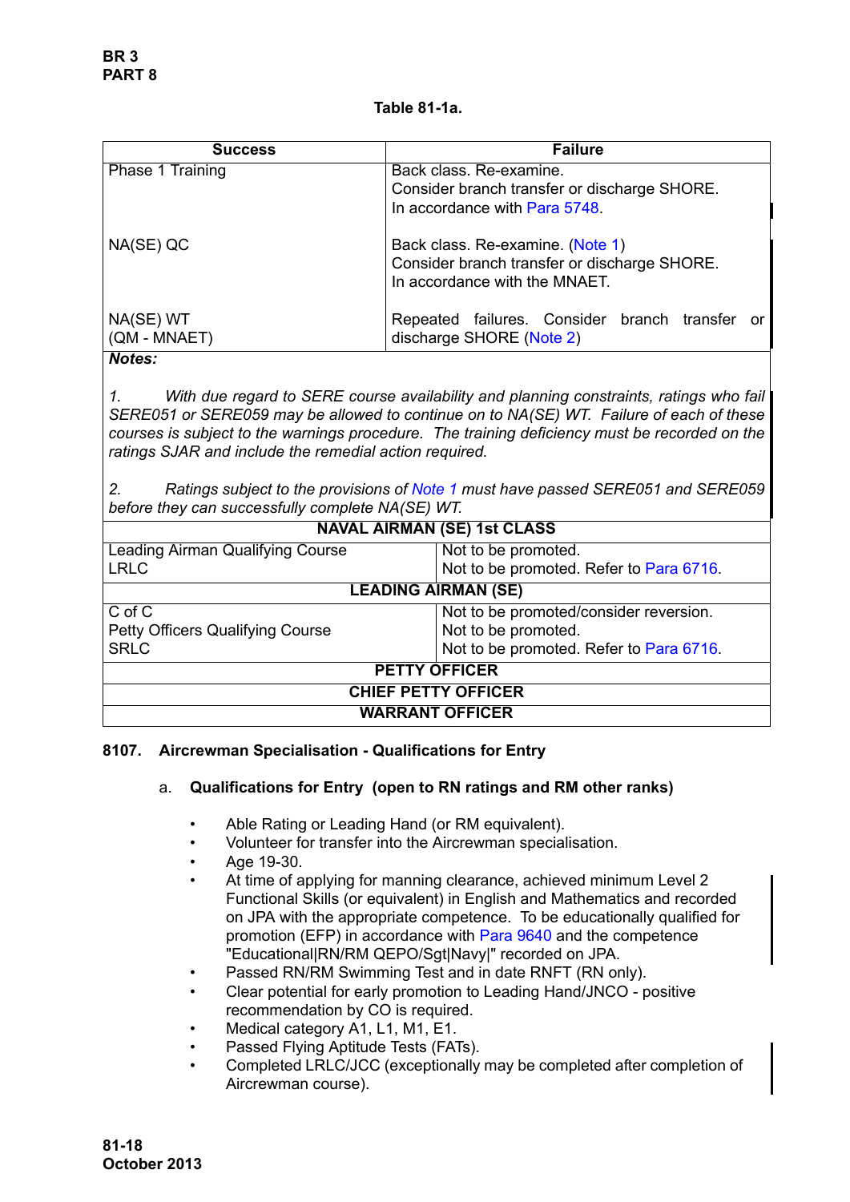**Table 81-1a.**

| Success | Failure |
|---|---|
| Phase 1 Training | Back class. Re-examine.<br>Consider branch transfer or discharge SHORE.<br>In accordance with Para 5748. |
| NA(SE) QC | Back class. Re-examine. (Note 1)<br>Consider branch transfer or discharge SHORE.<br>In accordance with the MNAET. |
| NA(SE) WT<br>(QM - MNAET) | Repeated failures. Consider branch transfer or discharge SHORE (Note 2) |
| ***Notes:***<br><br>*1. With due regard to SERE course availability and planning constraints, ratings who fail SERE051 or SERE059 may be allowed to continue on to NA(SE) WT. Failure of each of these courses is subject to the warnings procedure. The training deficiency must be recorded on the ratings SJAR and include the remedial action required.*<br><br>*2. Ratings subject to the provisions of Note 1 must have passed SERE051 and SERE059 before they can successfully complete NA(SE) WT.* | |
| **NAVAL AIRMAN (SE) 1st CLASS** | |
| Leading Airman Qualifying Course<br>LRLC | Not to be promoted.<br>Not to be promoted. Refer to Para 6716. |
| **LEADING AIRMAN (SE)** | |
| C of C<br>Petty Officers Qualifying Course<br>SRLC | Not to be promoted/consider reversion.<br>Not to be promoted.<br>Not to be promoted. Refer to Para 6716. |
| **PETTY OFFICER** | |
| **CHIEF PETTY OFFICER** | |
| **WARRANT OFFICER** | |

## 8107. Aircrewman Specialisation - Qualifications for Entry

### a. Qualifications for Entry (open to RN ratings and RM other ranks)

- Able Rating or Leading Hand (or RM equivalent).
- Volunteer for transfer into the Aircrewman specialisation.
- Age 19-30.
- At time of applying for manning clearance, achieved minimum Level 2 Functional Skills (or equivalent) in English and Mathematics and recorded on JPA with the appropriate competence. To be educationally qualified for promotion (EFP) in accordance with Para 9640 and the competence "Educational|RN/RM QEPO/Sgt|Navy|" recorded on JPA.
- Passed RN/RM Swimming Test and in date RNFT (RN only).
- Clear potential for early promotion to Leading Hand/JNCO - positive recommendation by CO is required.
- Medical category A1, L1, M1, E1.
- Passed Flying Aptitude Tests (FATs).
- Completed LRLC/JCC (exceptionally may be completed after completion of Aircrewman course).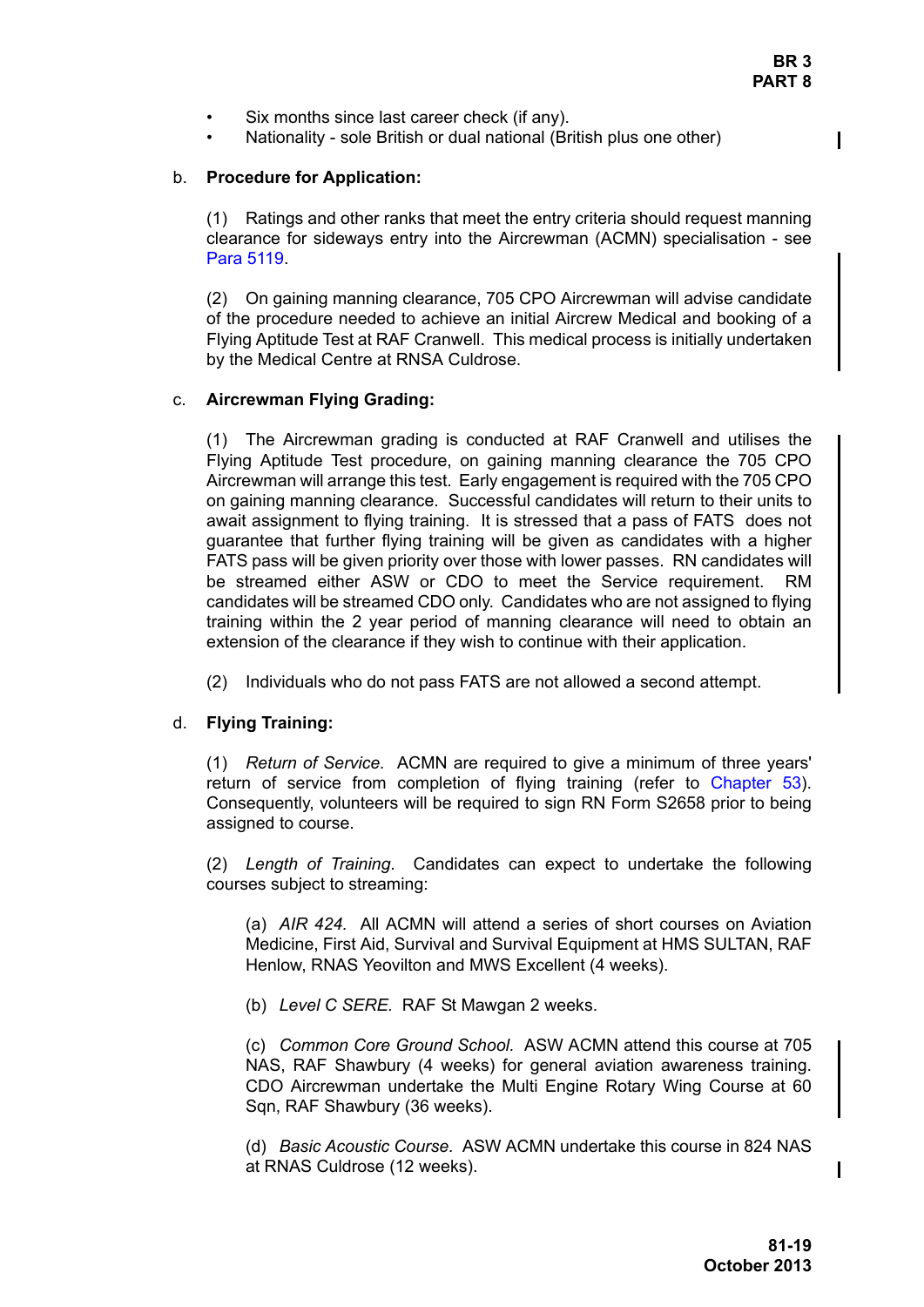- Six months since last career check (if any).
- Nationality - sole British or dual national (British plus one other)

b. **Procedure for Application:**

(1) Ratings and other ranks that meet the entry criteria should request manning clearance for sideways entry into the Aircrewman (ACMN) specialisation - see Para 5119.

(2) On gaining manning clearance, 705 CPO Aircrewman will advise candidate of the procedure needed to achieve an initial Aircrew Medical and booking of a Flying Aptitude Test at RAF Cranwell. This medical process is initially undertaken by the Medical Centre at RNSA Culdrose.

c. **Aircrewman Flying Grading:**

(1) The Aircrewman grading is conducted at RAF Cranwell and utilises the Flying Aptitude Test procedure, on gaining manning clearance the 705 CPO Aircrewman will arrange this test. Early engagement is required with the 705 CPO on gaining manning clearance. Successful candidates will return to their units to await assignment to flying training. It is stressed that a pass of FATS does not guarantee that further flying training will be given as candidates with a higher FATS pass will be given priority over those with lower passes. RN candidates will be streamed either ASW or CDO to meet the Service requirement. RM candidates will be streamed CDO only. Candidates who are not assigned to flying training within the 2 year period of manning clearance will need to obtain an extension of the clearance if they wish to continue with their application.

(2) Individuals who do not pass FATS are not allowed a second attempt.

d. **Flying Training:**

(1) *Return of Service.* ACMN are required to give a minimum of three years' return of service from completion of flying training (refer to Chapter 53). Consequently, volunteers will be required to sign RN Form S2658 prior to being assigned to course.

(2) *Length of Training*. Candidates can expect to undertake the following courses subject to streaming:

(a) *AIR 424.* All ACMN will attend a series of short courses on Aviation Medicine, First Aid, Survival and Survival Equipment at HMS SULTAN, RAF Henlow, RNAS Yeovilton and MWS Excellent (4 weeks).

(b) *Level C SERE.* RAF St Mawgan 2 weeks.

(c) *Common Core Ground School.* ASW ACMN attend this course at 705 NAS, RAF Shawbury (4 weeks) for general aviation awareness training. CDO Aircrewman undertake the Multi Engine Rotary Wing Course at 60 Sqn, RAF Shawbury (36 weeks).

(d) *Basic Acoustic Course.* ASW ACMN undertake this course in 824 NAS at RNAS Culdrose (12 weeks).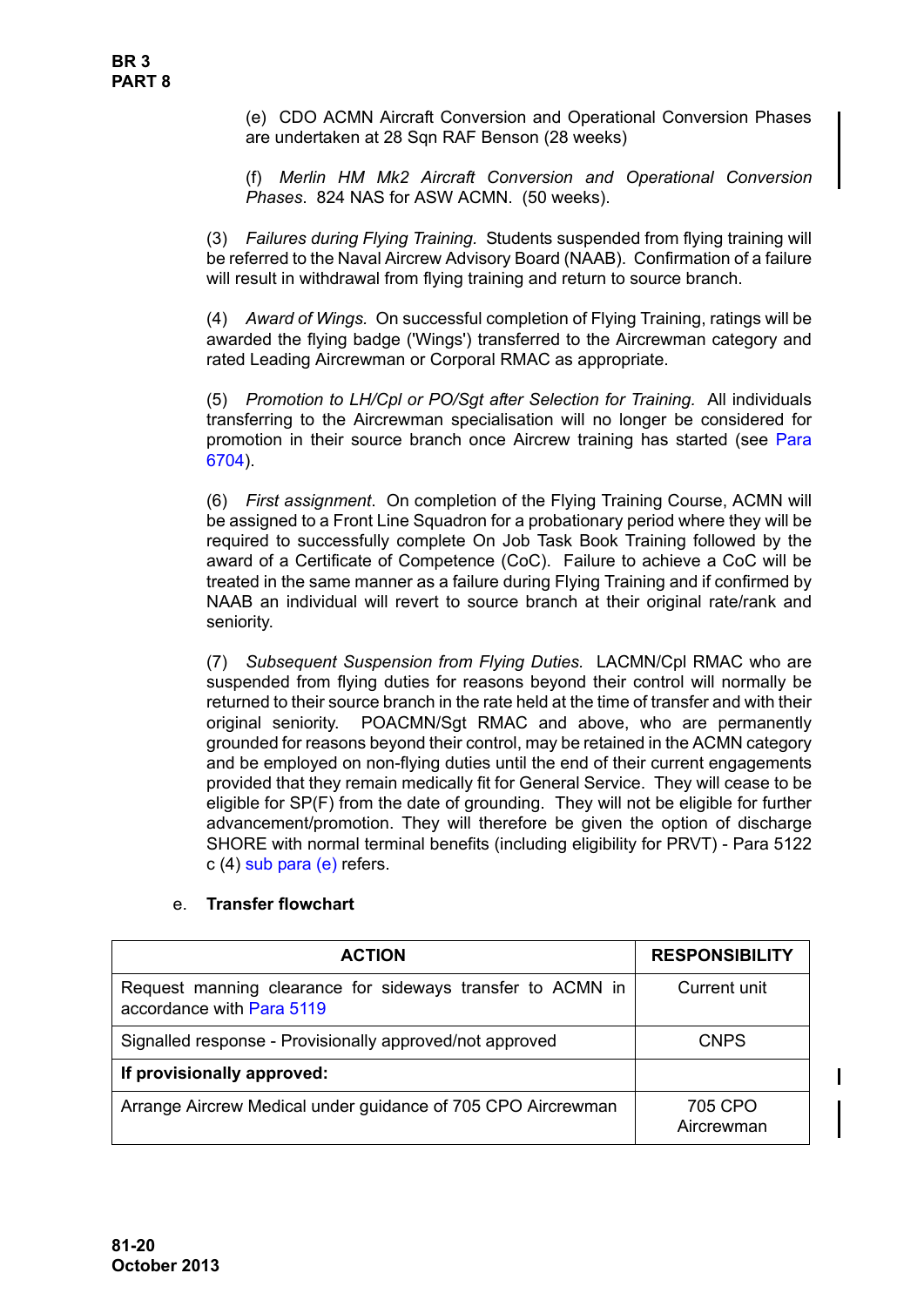(e) CDO ACMN Aircraft Conversion and Operational Conversion Phases are undertaken at 28 Sqn RAF Benson (28 weeks)

(f) *Merlin HM Mk2 Aircraft Conversion and Operational Conversion Phases*. 824 NAS for ASW ACMN. (50 weeks).

(3) *Failures during Flying Training.* Students suspended from flying training will be referred to the Naval Aircrew Advisory Board (NAAB). Confirmation of a failure will result in withdrawal from flying training and return to source branch.

(4) *Award of Wings.* On successful completion of Flying Training, ratings will be awarded the flying badge ('Wings') transferred to the Aircrewman category and rated Leading Aircrewman or Corporal RMAC as appropriate.

(5) *Promotion to LH/Cpl or PO/Sgt after Selection for Training.* All individuals transferring to the Aircrewman specialisation will no longer be considered for promotion in their source branch once Aircrew training has started (see Para 6704).

(6) *First assignment*. On completion of the Flying Training Course, ACMN will be assigned to a Front Line Squadron for a probationary period where they will be required to successfully complete On Job Task Book Training followed by the award of a Certificate of Competence (CoC). Failure to achieve a CoC will be treated in the same manner as a failure during Flying Training and if confirmed by NAAB an individual will revert to source branch at their original rate/rank and seniority.

(7) *Subsequent Suspension from Flying Duties.* LACMN/Cpl RMAC who are suspended from flying duties for reasons beyond their control will normally be returned to their source branch in the rate held at the time of transfer and with their original seniority. POACMN/Sgt RMAC and above, who are permanently grounded for reasons beyond their control, may be retained in the ACMN category and be employed on non-flying duties until the end of their current engagements provided that they remain medically fit for General Service. They will cease to be eligible for SP(F) from the date of grounding. They will not be eligible for further advancement/promotion. They will therefore be given the option of discharge SHORE with normal terminal benefits (including eligibility for PRVT) - Para 5122 c (4) sub para (e) refers.

e. **Transfer flowchart**

| ACTION | RESPONSIBILITY |
|---|---|
| Request manning clearance for sideways transfer to ACMN in accordance with Para 5119 | Current unit |
| Signalled response - Provisionally approved/not approved | CNPS |
| **If provisionally approved:** | |
| Arrange Aircrew Medical under guidance of 705 CPO Aircrewman | 705 CPO Aircrewman |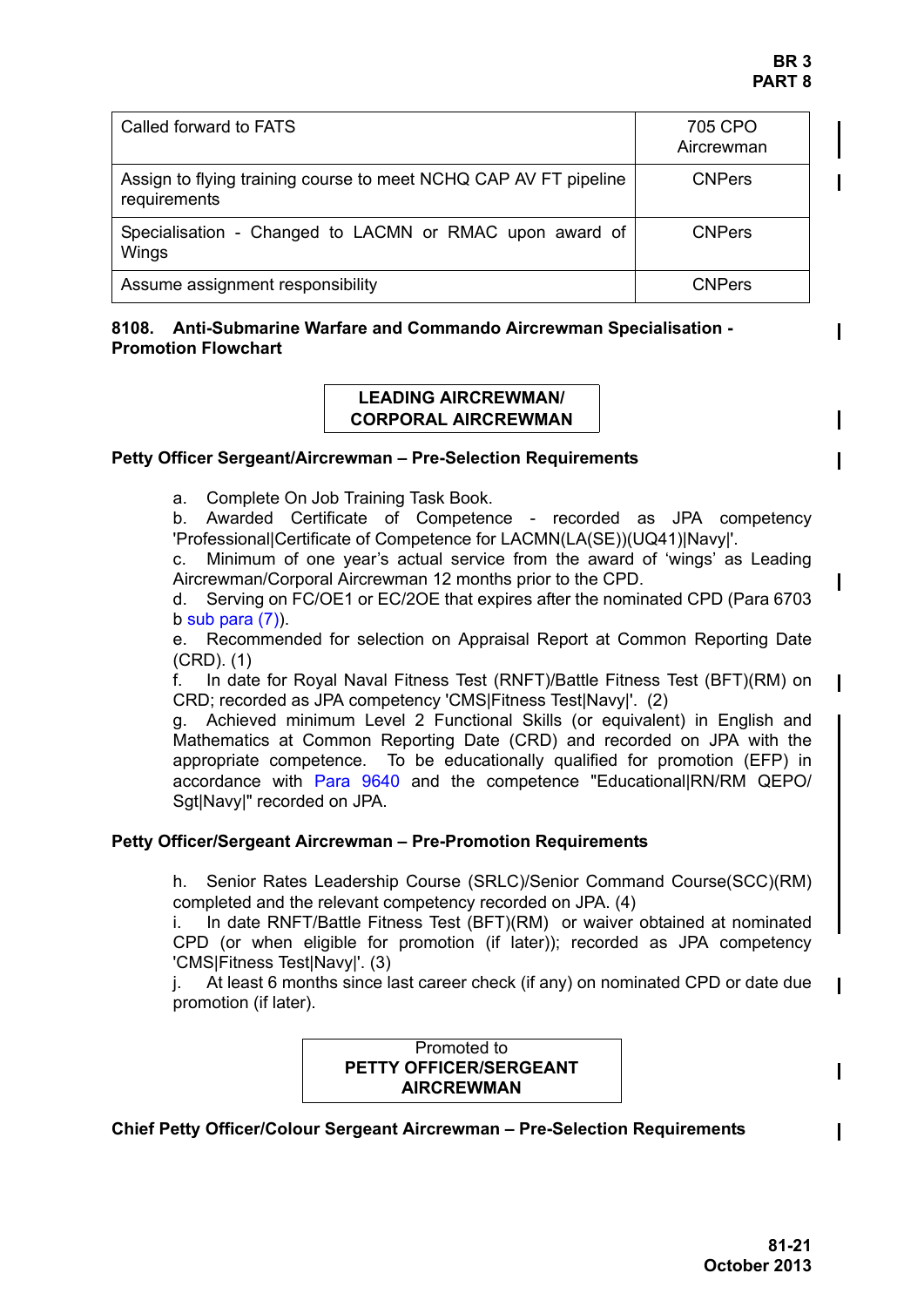| | |
|---|---|
| Called forward to FATS | 705 CPO Aircrewman |
| Assign to flying training course to meet NCHQ CAP AV FT pipeline requirements | CNPers |
| Specialisation - Changed to LACMN or RMAC upon award of Wings | CNPers |
| Assume assignment responsibility | CNPers |

### 8108. Anti-Submarine Warfare and Commando Aircrewman Specialisation - Promotion Flowchart

**LEADING AIRCREWMAN/ CORPORAL AIRCREWMAN**

**Petty Officer Sergeant/Aircrewman – Pre-Selection Requirements**

a. Complete On Job Training Task Book.
b. Awarded Certificate of Competence - recorded as JPA competency 'Professional|Certificate of Competence for LACMN(LA(SE))(UQ41)|Navy|'.
c. Minimum of one year's actual service from the award of 'wings' as Leading Aircrewman/Corporal Aircrewman 12 months prior to the CPD.
d. Serving on FC/OE1 or EC/2OE that expires after the nominated CPD (Para 6703 b sub para (7)).
e. Recommended for selection on Appraisal Report at Common Reporting Date (CRD). (1)
f. In date for Royal Naval Fitness Test (RNFT)/Battle Fitness Test (BFT)(RM) on CRD; recorded as JPA competency 'CMS|Fitness Test|Navy|'. (2)
g. Achieved minimum Level 2 Functional Skills (or equivalent) in English and Mathematics at Common Reporting Date (CRD) and recorded on JPA with the appropriate competence. To be educationally qualified for promotion (EFP) in accordance with Para 9640 and the competence "Educational|RN/RM QEPO/ Sgt|Navy|" recorded on JPA.

**Petty Officer/Sergeant Aircrewman – Pre-Promotion Requirements**

h. Senior Rates Leadership Course (SRLC)/Senior Command Course(SCC)(RM) completed and the relevant competency recorded on JPA. (4)
i. In date RNFT/Battle Fitness Test (BFT)(RM) or waiver obtained at nominated CPD (or when eligible for promotion (if later)); recorded as JPA competency 'CMS|Fitness Test|Navy|'. (3)
j. At least 6 months since last career check (if any) on nominated CPD or date due promotion (if later).

Promoted to
**PETTY OFFICER/SERGEANT AIRCREWMAN**

**Chief Petty Officer/Colour Sergeant Aircrewman – Pre-Selection Requirements**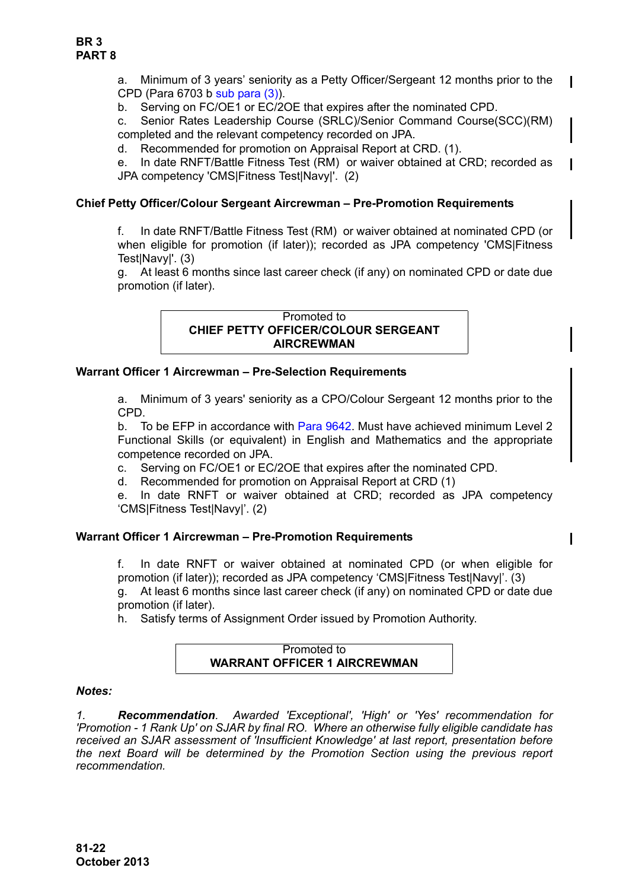a. Minimum of 3 years' seniority as a Petty Officer/Sergeant 12 months prior to the CPD (Para 6703 b sub para (3)).
b. Serving on FC/OE1 or EC/2OE that expires after the nominated CPD.
c. Senior Rates Leadership Course (SRLC)/Senior Command Course(SCC)(RM) completed and the relevant competency recorded on JPA.
d. Recommended for promotion on Appraisal Report at CRD. (1).
e. In date RNFT/Battle Fitness Test (RM) or waiver obtained at CRD; recorded as JPA competency 'CMS|Fitness Test|Navy|'. (2)

**Chief Petty Officer/Colour Sergeant Aircrewman – Pre-Promotion Requirements**

f. In date RNFT/Battle Fitness Test (RM) or waiver obtained at nominated CPD (or when eligible for promotion (if later)); recorded as JPA competency 'CMS|Fitness Test|Navy|'. (3)
g. At least 6 months since last career check (if any) on nominated CPD or date due promotion (if later).

Promoted to
**CHIEF PETTY OFFICER/COLOUR SERGEANT AIRCREWMAN**

**Warrant Officer 1 Aircrewman – Pre-Selection Requirements**

a. Minimum of 3 years' seniority as a CPO/Colour Sergeant 12 months prior to the CPD.
b. To be EFP in accordance with Para 9642. Must have achieved minimum Level 2 Functional Skills (or equivalent) in English and Mathematics and the appropriate competence recorded on JPA.
c. Serving on FC/OE1 or EC/2OE that expires after the nominated CPD.
d. Recommended for promotion on Appraisal Report at CRD (1)
e. In date RNFT or waiver obtained at CRD; recorded as JPA competency 'CMS|Fitness Test|Navy|'. (2)

**Warrant Officer 1 Aircrewman – Pre-Promotion Requirements**

f. In date RNFT or waiver obtained at nominated CPD (or when eligible for promotion (if later)); recorded as JPA competency 'CMS|Fitness Test|Navy|'. (3)
g. At least 6 months since last career check (if any) on nominated CPD or date due promotion (if later).
h. Satisfy terms of Assignment Order issued by Promotion Authority.

Promoted to
**WARRANT OFFICER 1 AIRCREWMAN**

***Notes:***

*1. **Recommendation**. Awarded 'Exceptional', 'High' or 'Yes' recommendation for 'Promotion - 1 Rank Up' on SJAR by final RO. Where an otherwise fully eligible candidate has received an SJAR assessment of 'Insufficient Knowledge' at last report, presentation before the next Board will be determined by the Promotion Section using the previous report recommendation.*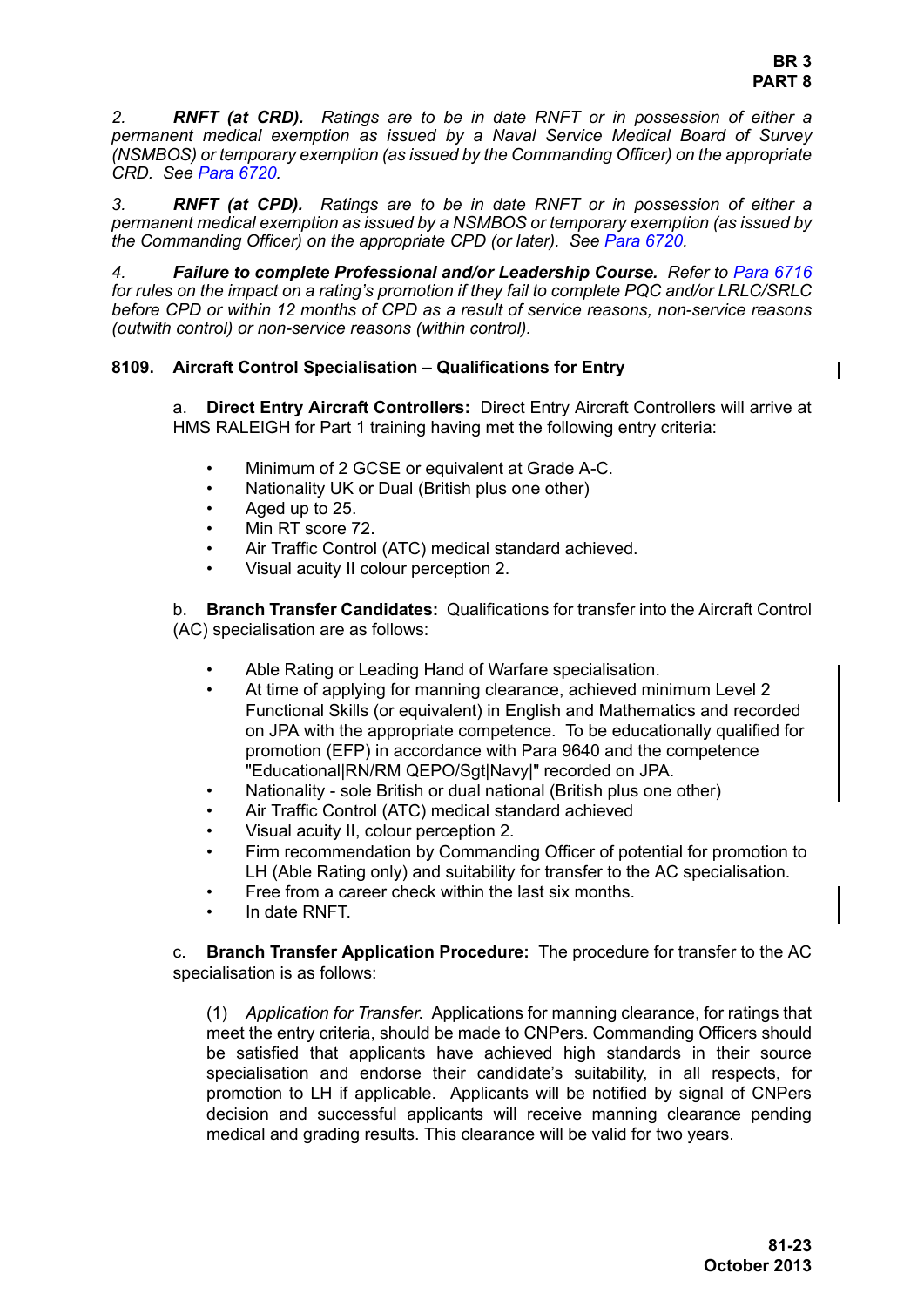*2. **RNFT (at CRD).** Ratings are to be in date RNFT or in possession of either a permanent medical exemption as issued by a Naval Service Medical Board of Survey (NSMBOS) or temporary exemption (as issued by the Commanding Officer) on the appropriate CRD. See Para 6720.*

*3. **RNFT (at CPD).** Ratings are to be in date RNFT or in possession of either a permanent medical exemption as issued by a NSMBOS or temporary exemption (as issued by the Commanding Officer) on the appropriate CPD (or later). See Para 6720.*

*4. **Failure to complete Professional and/or Leadership Course.** Refer to Para 6716 for rules on the impact on a rating's promotion if they fail to complete PQC and/or LRLC/SRLC before CPD or within 12 months of CPD as a result of service reasons, non-service reasons (outwith control) or non-service reasons (within control).*

## 8109. Aircraft Control Specialisation – Qualifications for Entry

a. **Direct Entry Aircraft Controllers:** Direct Entry Aircraft Controllers will arrive at HMS RALEIGH for Part 1 training having met the following entry criteria:

- Minimum of 2 GCSE or equivalent at Grade A-C.
- Nationality UK or Dual (British plus one other)
- Aged up to 25.
- Min RT score 72.
- Air Traffic Control (ATC) medical standard achieved.
- Visual acuity II colour perception 2.

b. **Branch Transfer Candidates:** Qualifications for transfer into the Aircraft Control (AC) specialisation are as follows:

- Able Rating or Leading Hand of Warfare specialisation.
- At time of applying for manning clearance, achieved minimum Level 2 Functional Skills (or equivalent) in English and Mathematics and recorded on JPA with the appropriate competence. To be educationally qualified for promotion (EFP) in accordance with Para 9640 and the competence "Educational|RN/RM QEPO/Sgt|Navy|" recorded on JPA.
- Nationality - sole British or dual national (British plus one other)
- Air Traffic Control (ATC) medical standard achieved
- Visual acuity II, colour perception 2.
- Firm recommendation by Commanding Officer of potential for promotion to LH (Able Rating only) and suitability for transfer to the AC specialisation.
- Free from a career check within the last six months.
- In date RNFT.

c. **Branch Transfer Application Procedure:** The procedure for transfer to the AC specialisation is as follows:

(1) *Application for Transfer*. Applications for manning clearance, for ratings that meet the entry criteria, should be made to CNPers. Commanding Officers should be satisfied that applicants have achieved high standards in their source specialisation and endorse their candidate's suitability, in all respects, for promotion to LH if applicable. Applicants will be notified by signal of CNPers decision and successful applicants will receive manning clearance pending medical and grading results. This clearance will be valid for two years.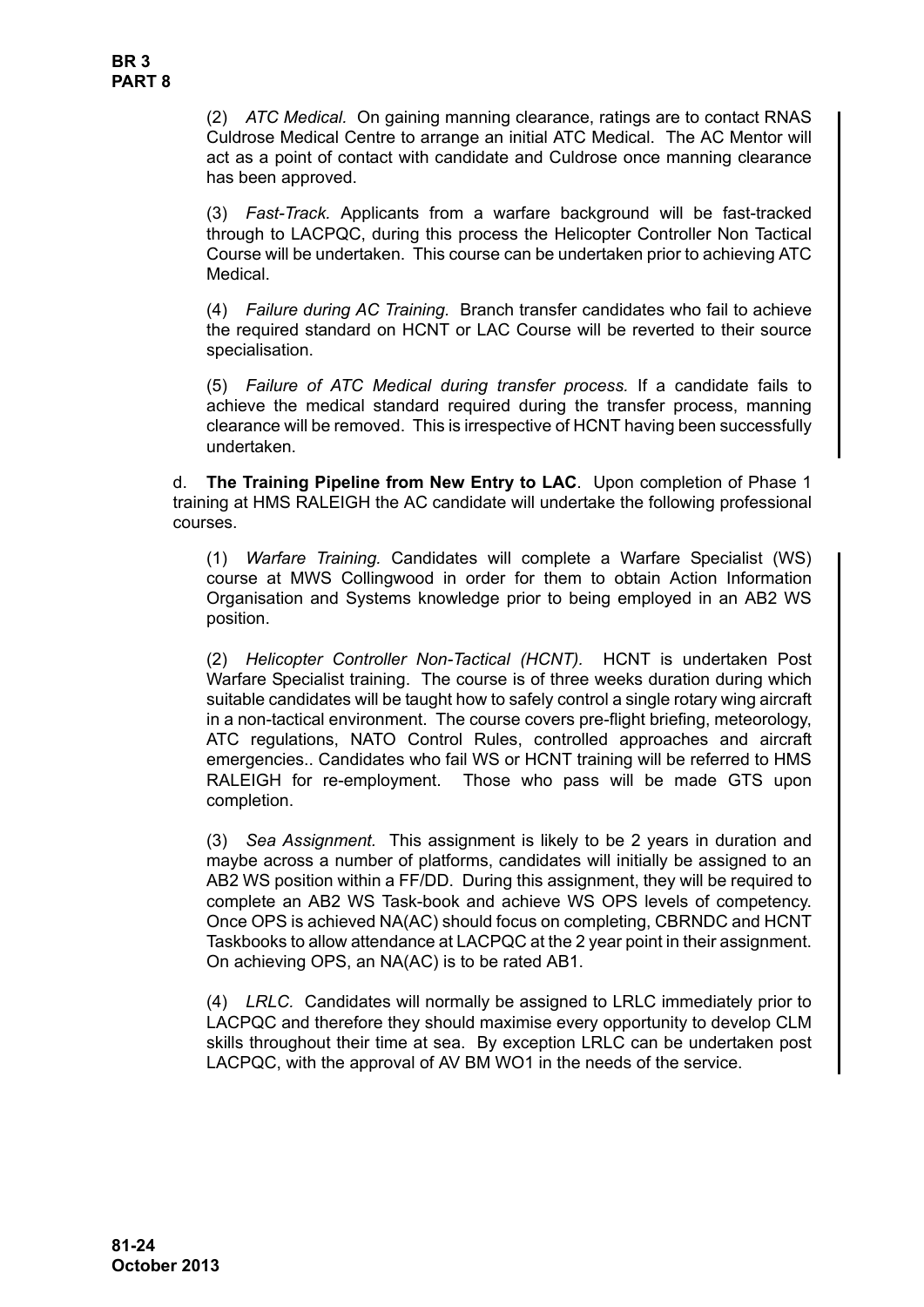(2) *ATC Medical.* On gaining manning clearance, ratings are to contact RNAS Culdrose Medical Centre to arrange an initial ATC Medical. The AC Mentor will act as a point of contact with candidate and Culdrose once manning clearance has been approved.

(3) *Fast-Track.* Applicants from a warfare background will be fast-tracked through to LACPQC, during this process the Helicopter Controller Non Tactical Course will be undertaken. This course can be undertaken prior to achieving ATC Medical.

(4) *Failure during AC Training.* Branch transfer candidates who fail to achieve the required standard on HCNT or LAC Course will be reverted to their source specialisation.

(5) *Failure of ATC Medical during transfer process.* If a candidate fails to achieve the medical standard required during the transfer process, manning clearance will be removed. This is irrespective of HCNT having been successfully undertaken.

d. **The Training Pipeline from New Entry to LAC**. Upon completion of Phase 1 training at HMS RALEIGH the AC candidate will undertake the following professional courses.

(1) *Warfare Training.* Candidates will complete a Warfare Specialist (WS) course at MWS Collingwood in order for them to obtain Action Information Organisation and Systems knowledge prior to being employed in an AB2 WS position.

(2) *Helicopter Controller Non-Tactical (HCNT).* HCNT is undertaken Post Warfare Specialist training. The course is of three weeks duration during which suitable candidates will be taught how to safely control a single rotary wing aircraft in a non-tactical environment. The course covers pre-flight briefing, meteorology, ATC regulations, NATO Control Rules, controlled approaches and aircraft emergencies.. Candidates who fail WS or HCNT training will be referred to HMS RALEIGH for re-employment. Those who pass will be made GTS upon completion.

(3) *Sea Assignment.* This assignment is likely to be 2 years in duration and maybe across a number of platforms, candidates will initially be assigned to an AB2 WS position within a FF/DD. During this assignment, they will be required to complete an AB2 WS Task-book and achieve WS OPS levels of competency. Once OPS is achieved NA(AC) should focus on completing, CBRNDC and HCNT Taskbooks to allow attendance at LACPQC at the 2 year point in their assignment. On achieving OPS, an NA(AC) is to be rated AB1.

(4) *LRLC.* Candidates will normally be assigned to LRLC immediately prior to LACPQC and therefore they should maximise every opportunity to develop CLM skills throughout their time at sea. By exception LRLC can be undertaken post LACPQC, with the approval of AV BM WO1 in the needs of the service.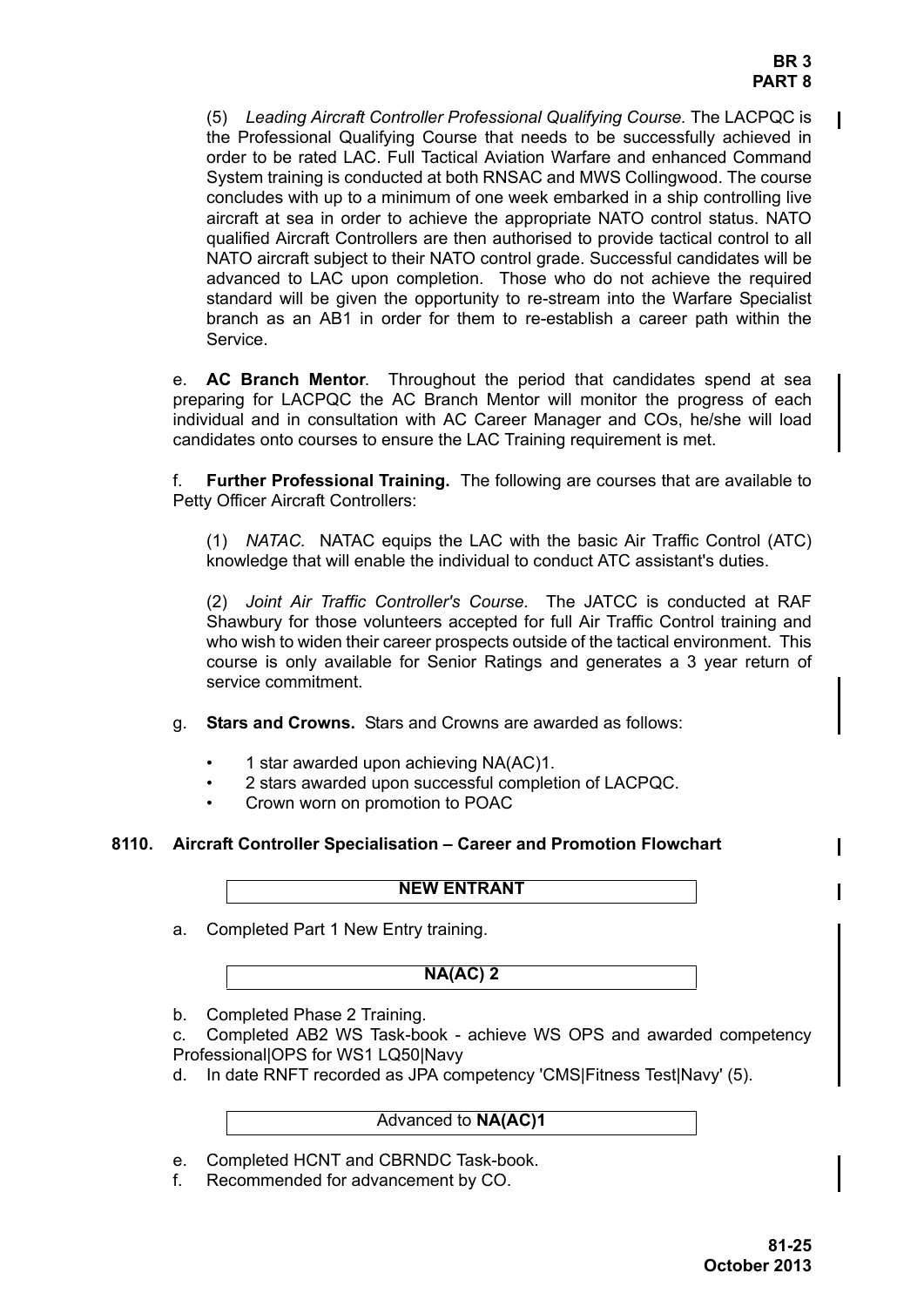(5) *Leading Aircraft Controller Professional Qualifying Course.* The LACPQC is the Professional Qualifying Course that needs to be successfully achieved in order to be rated LAC. Full Tactical Aviation Warfare and enhanced Command System training is conducted at both RNSAC and MWS Collingwood. The course concludes with up to a minimum of one week embarked in a ship controlling live aircraft at sea in order to achieve the appropriate NATO control status. NATO qualified Aircraft Controllers are then authorised to provide tactical control to all NATO aircraft subject to their NATO control grade. Successful candidates will be advanced to LAC upon completion. Those who do not achieve the required standard will be given the opportunity to re-stream into the Warfare Specialist branch as an AB1 in order for them to re-establish a career path within the Service.

e. **AC Branch Mentor**. Throughout the period that candidates spend at sea preparing for LACPQC the AC Branch Mentor will monitor the progress of each individual and in consultation with AC Career Manager and COs, he/she will load candidates onto courses to ensure the LAC Training requirement is met.

f. **Further Professional Training.** The following are courses that are available to Petty Officer Aircraft Controllers:

(1) *NATAC.* NATAC equips the LAC with the basic Air Traffic Control (ATC) knowledge that will enable the individual to conduct ATC assistant's duties.

(2) *Joint Air Traffic Controller's Course.* The JATCC is conducted at RAF Shawbury for those volunteers accepted for full Air Traffic Control training and who wish to widen their career prospects outside of the tactical environment. This course is only available for Senior Ratings and generates a 3 year return of service commitment.

g. **Stars and Crowns.** Stars and Crowns are awarded as follows:

- 1 star awarded upon achieving NA(AC)1.
- 2 stars awarded upon successful completion of LACPQC.
- Crown worn on promotion to POAC

## 8110. Aircraft Controller Specialisation – Career and Promotion Flowchart

**NEW ENTRANT**

a. Completed Part 1 New Entry training.

**NA(AC) 2**

b. Completed Phase 2 Training.

c. Completed AB2 WS Task-book - achieve WS OPS and awarded competency Professional|OPS for WS1 LQ50|Navy

d. In date RNFT recorded as JPA competency 'CMS|Fitness Test|Navy' (5).

Advanced to **NA(AC)1**

e. Completed HCNT and CBRNDC Task-book.

f. Recommended for advancement by CO.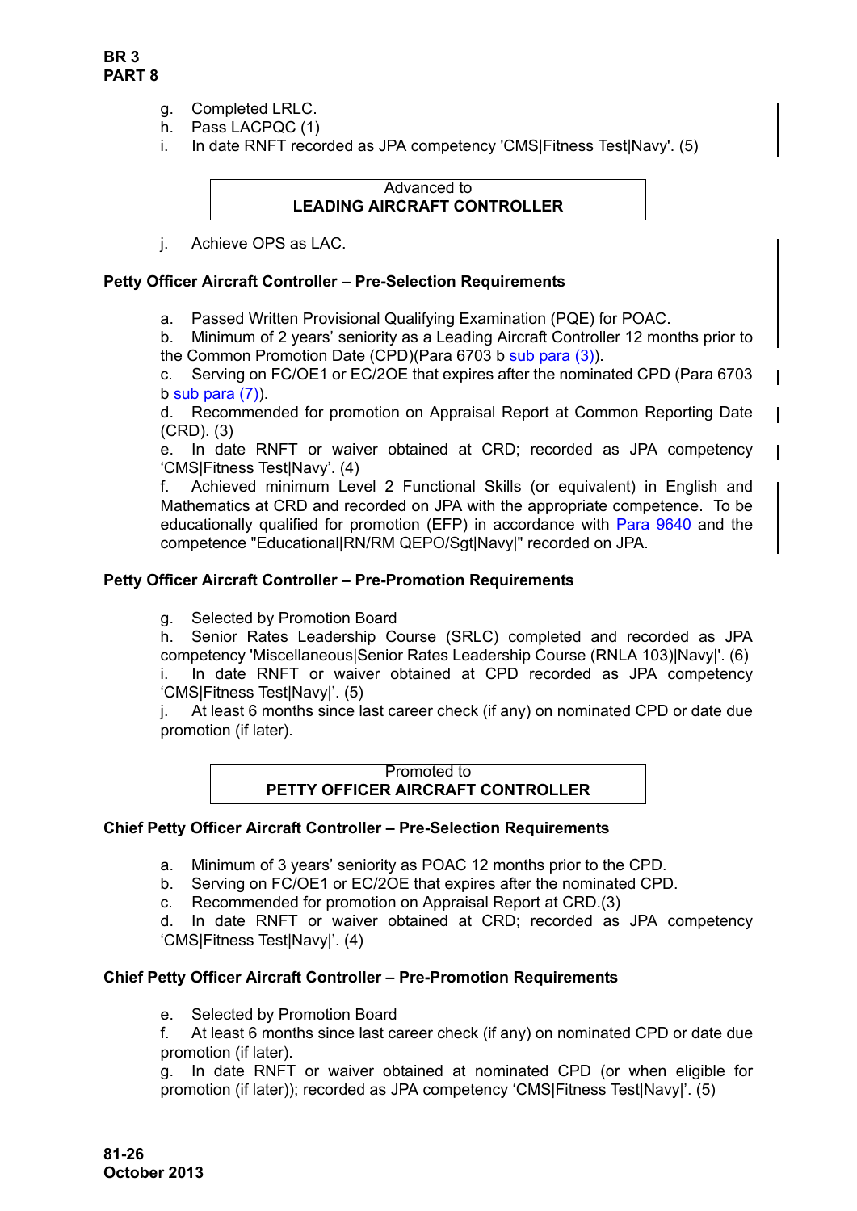g. Completed LRLC.
h. Pass LACPQC (1)
i. In date RNFT recorded as JPA competency 'CMS|Fitness Test|Navy'. (5)

Advanced to
**LEADING AIRCRAFT CONTROLLER**

j. Achieve OPS as LAC.

**Petty Officer Aircraft Controller – Pre-Selection Requirements**

a. Passed Written Provisional Qualifying Examination (PQE) for POAC.
b. Minimum of 2 years' seniority as a Leading Aircraft Controller 12 months prior to the Common Promotion Date (CPD)(Para 6703 b sub para (3)).
c. Serving on FC/OE1 or EC/2OE that expires after the nominated CPD (Para 6703 b sub para (7)).
d. Recommended for promotion on Appraisal Report at Common Reporting Date (CRD). (3)
e. In date RNFT or waiver obtained at CRD; recorded as JPA competency 'CMS|Fitness Test|Navy'. (4)
f. Achieved minimum Level 2 Functional Skills (or equivalent) in English and Mathematics at CRD and recorded on JPA with the appropriate competence. To be educationally qualified for promotion (EFP) in accordance with Para 9640 and the competence "Educational|RN/RM QEPO/Sgt|Navy|" recorded on JPA.

**Petty Officer Aircraft Controller – Pre-Promotion Requirements**

g. Selected by Promotion Board
h. Senior Rates Leadership Course (SRLC) completed and recorded as JPA competency 'Miscellaneous|Senior Rates Leadership Course (RNLA 103)|Navy|'. (6)
i. In date RNFT or waiver obtained at CPD recorded as JPA competency 'CMS|Fitness Test|Navy|'. (5)
j. At least 6 months since last career check (if any) on nominated CPD or date due promotion (if later).

Promoted to
**PETTY OFFICER AIRCRAFT CONTROLLER**

**Chief Petty Officer Aircraft Controller – Pre-Selection Requirements**

a. Minimum of 3 years' seniority as POAC 12 months prior to the CPD.
b. Serving on FC/OE1 or EC/2OE that expires after the nominated CPD.
c. Recommended for promotion on Appraisal Report at CRD.(3)
d. In date RNFT or waiver obtained at CRD; recorded as JPA competency 'CMS|Fitness Test|Navy|'. (4)

**Chief Petty Officer Aircraft Controller – Pre-Promotion Requirements**

e. Selected by Promotion Board
f. At least 6 months since last career check (if any) on nominated CPD or date due promotion (if later).
g. In date RNFT or waiver obtained at nominated CPD (or when eligible for promotion (if later)); recorded as JPA competency 'CMS|Fitness Test|Navy|'. (5)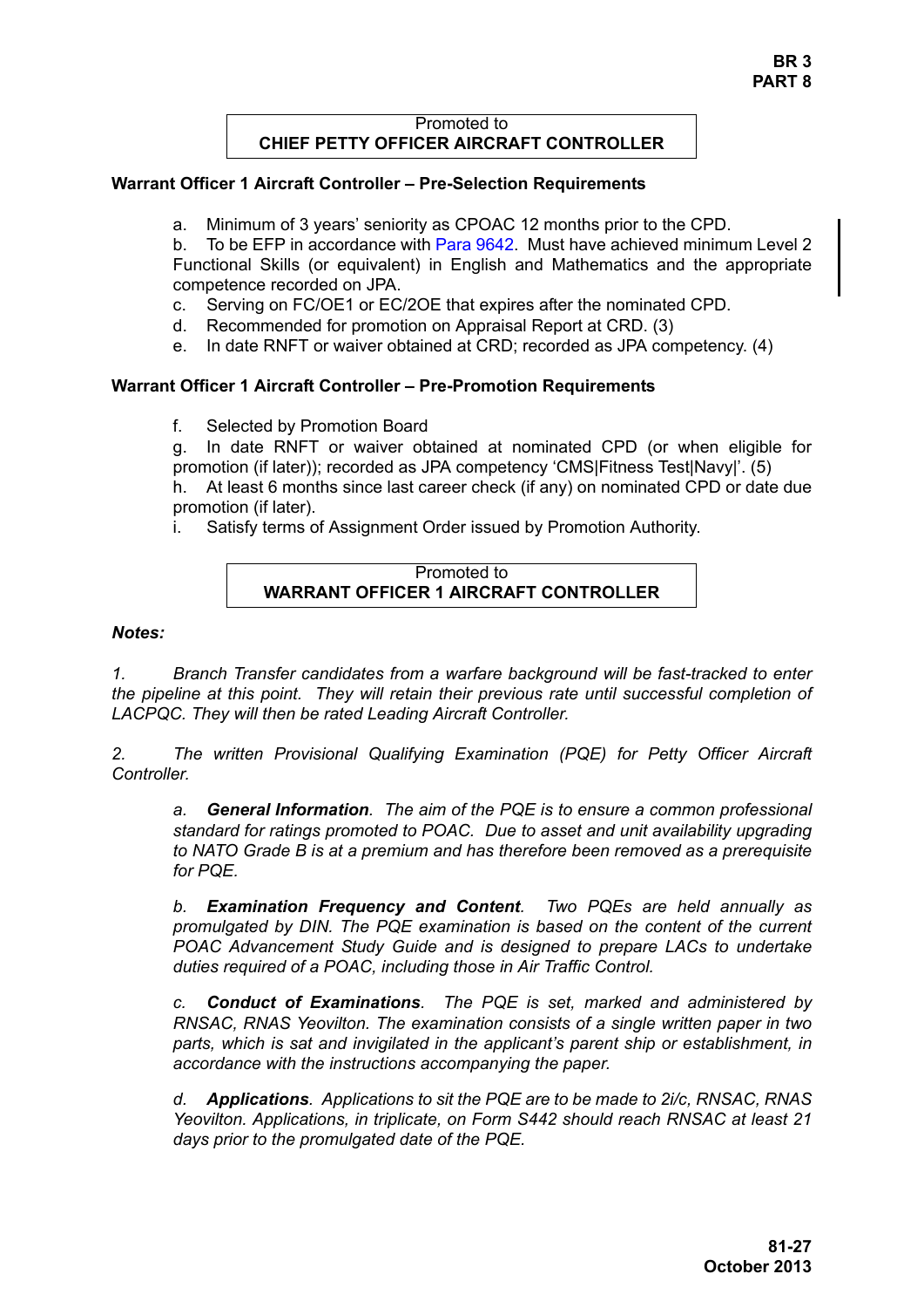Promoted to
**CHIEF PETTY OFFICER AIRCRAFT CONTROLLER**

**Warrant Officer 1 Aircraft Controller – Pre-Selection Requirements**

a. Minimum of 3 years' seniority as CPOAC 12 months prior to the CPD.
b. To be EFP in accordance with Para 9642. Must have achieved minimum Level 2 Functional Skills (or equivalent) in English and Mathematics and the appropriate competence recorded on JPA.
c. Serving on FC/OE1 or EC/2OE that expires after the nominated CPD.
d. Recommended for promotion on Appraisal Report at CRD. (3)
e. In date RNFT or waiver obtained at CRD; recorded as JPA competency. (4)

**Warrant Officer 1 Aircraft Controller – Pre-Promotion Requirements**

f. Selected by Promotion Board
g. In date RNFT or waiver obtained at nominated CPD (or when eligible for promotion (if later)); recorded as JPA competency 'CMS|Fitness Test|Navy|'. (5)
h. At least 6 months since last career check (if any) on nominated CPD or date due promotion (if later).
i. Satisfy terms of Assignment Order issued by Promotion Authority.

Promoted to
**WARRANT OFFICER 1 AIRCRAFT CONTROLLER**

***Notes:***

*1. Branch Transfer candidates from a warfare background will be fast-tracked to enter the pipeline at this point. They will retain their previous rate until successful completion of LACPQC. They will then be rated Leading Aircraft Controller.*

*2. The written Provisional Qualifying Examination (PQE) for Petty Officer Aircraft Controller.*

*a. **General Information**. The aim of the PQE is to ensure a common professional standard for ratings promoted to POAC. Due to asset and unit availability upgrading to NATO Grade B is at a premium and has therefore been removed as a prerequisite for PQE.*

*b. **Examination Frequency and Content**. Two PQEs are held annually as promulgated by DIN. The PQE examination is based on the content of the current POAC Advancement Study Guide and is designed to prepare LACs to undertake duties required of a POAC, including those in Air Traffic Control.*

*c. **Conduct of Examinations**. The PQE is set, marked and administered by RNSAC, RNAS Yeovilton. The examination consists of a single written paper in two parts, which is sat and invigilated in the applicant's parent ship or establishment, in accordance with the instructions accompanying the paper.*

*d. **Applications**. Applications to sit the PQE are to be made to 2i/c, RNSAC, RNAS Yeovilton. Applications, in triplicate, on Form S442 should reach RNSAC at least 21 days prior to the promulgated date of the PQE.*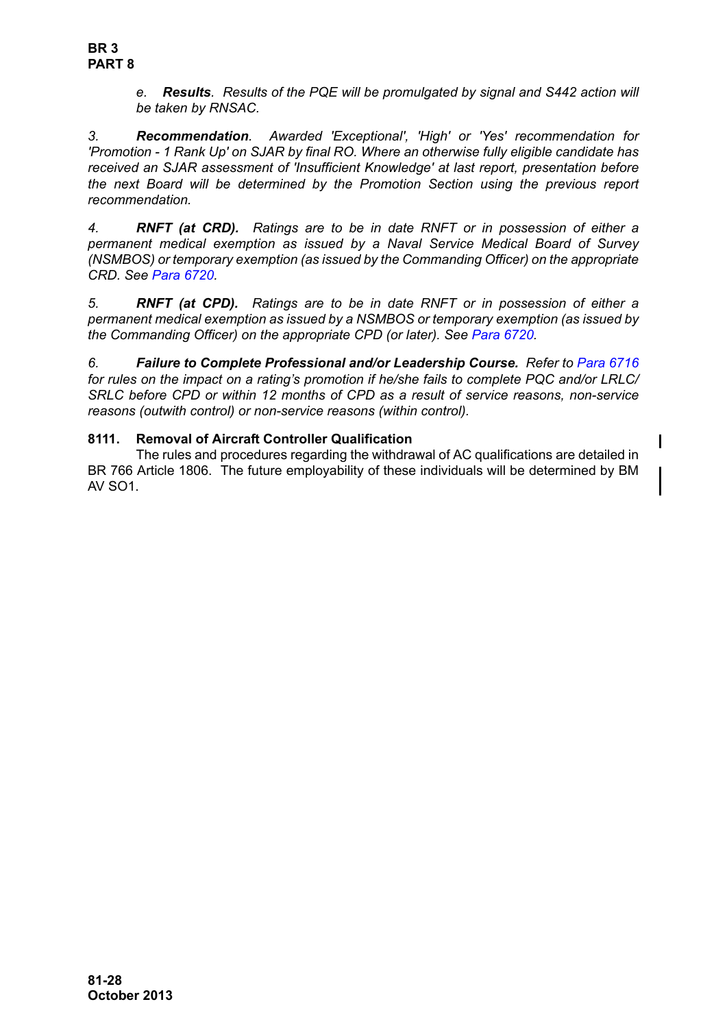*e.* ***Results****. Results of the PQE will be promulgated by signal and S442 action will be taken by RNSAC.*

*3.* ***Recommendation****. Awarded 'Exceptional', 'High' or 'Yes' recommendation for 'Promotion - 1 Rank Up' on SJAR by final RO. Where an otherwise fully eligible candidate has received an SJAR assessment of 'Insufficient Knowledge' at last report, presentation before the next Board will be determined by the Promotion Section using the previous report recommendation.*

*4.* ***RNFT (at CRD).*** *Ratings are to be in date RNFT or in possession of either a permanent medical exemption as issued by a Naval Service Medical Board of Survey (NSMBOS) or temporary exemption (as issued by the Commanding Officer) on the appropriate CRD. See Para 6720.*

*5.* ***RNFT (at CPD).*** *Ratings are to be in date RNFT or in possession of either a permanent medical exemption as issued by a NSMBOS or temporary exemption (as issued by the Commanding Officer) on the appropriate CPD (or later). See Para 6720.*

*6.* ***Failure to Complete Professional and/or Leadership Course.*** *Refer to Para 6716 for rules on the impact on a rating's promotion if he/she fails to complete PQC and/or LRLC/SRLC before CPD or within 12 months of CPD as a result of service reasons, non-service reasons (outwith control) or non-service reasons (within control).*

**8111. Removal of Aircraft Controller Qualification**

The rules and procedures regarding the withdrawal of AC qualifications are detailed in BR 766 Article 1806. The future employability of these individuals will be determined by BM AV SO1.